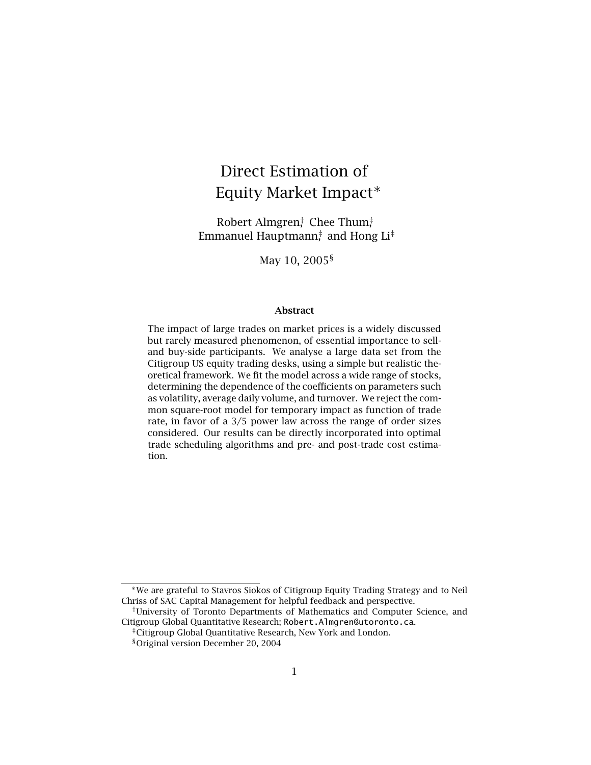# Direct Estimation of Equity Market Impact*

Robert Almgren[†], Chee Thum[‡], Emmanuel Hauptmann[‡], and Hong Li[‡]

May 10, 2005[§]

### Abstract

The impact of large trades on market prices is a widely discussed but rarely measured phenomenon, of essential importance to sell- and buy-side participants. We analyse a large data set from the Citigroup US equity trading desks, using a simple but realistic theoretical framework. We fit the model across a wide range of stocks, determining the dependence of the coefficients on parameters such as volatility, average daily volume, and turnover. We reject the common square-root model for temporary impact as function of trade rate, in favor of a 3/5 power law across the range of order sizes considered. Our results can be directly incorporated into optimal trade scheduling algorithms and pre- and post-trade cost estimation.

---

*We are grateful to Stavros Siokos of Citigroup Equity Trading Strategy and to Neil Chriss of SAC Capital Management for helpful feedback and perspective.

[†]University of Toronto Departments of Mathematics and Computer Science, and Citigroup Global Quantitative Research; `Robert.Almgren@utoronto.ca`.

[‡]Citigroup Global Quantitative Research, New York and London.

[§]Original version December 20, 2004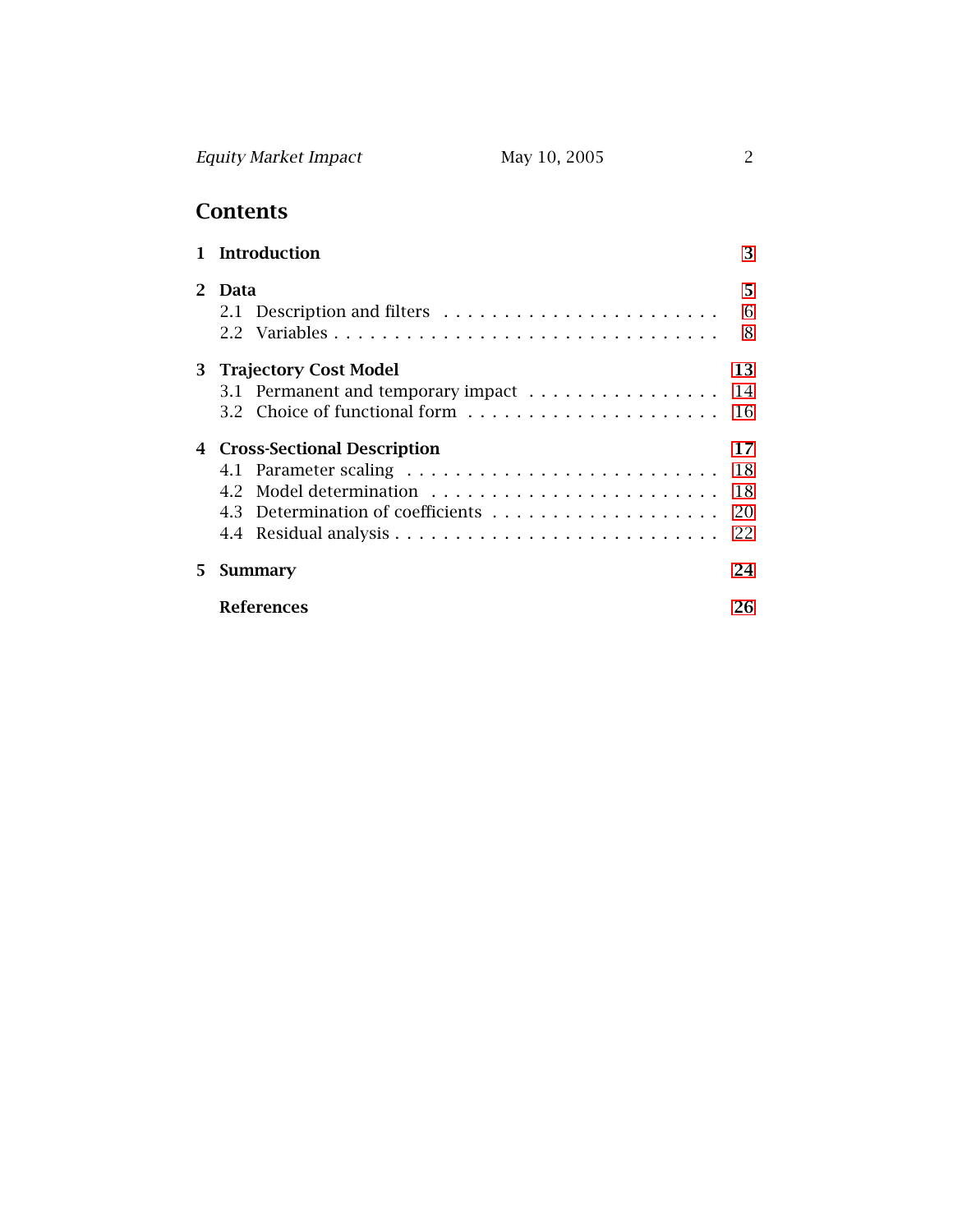# Contents

**1 Introduction** **3**

**2 Data** **5**

- 2.1 Description and filters . . . . . . . . 6
- 2.2 Variables . . . . . . . . 8

**3 Trajectory Cost Model** **13**

- 3.1 Permanent and temporary impact . . . . . . . . 14
- 3.2 Choice of functional form . . . . . . . . 16

**4 Cross-Sectional Description** **17**

- 4.1 Parameter scaling . . . . . . . . 18
- 4.2 Model determination . . . . . . . . 18
- 4.3 Determination of coefficients . . . . . . . . 20
- 4.4 Residual analysis . . . . . . . . 22

**5 Summary** **24**

**References** **26**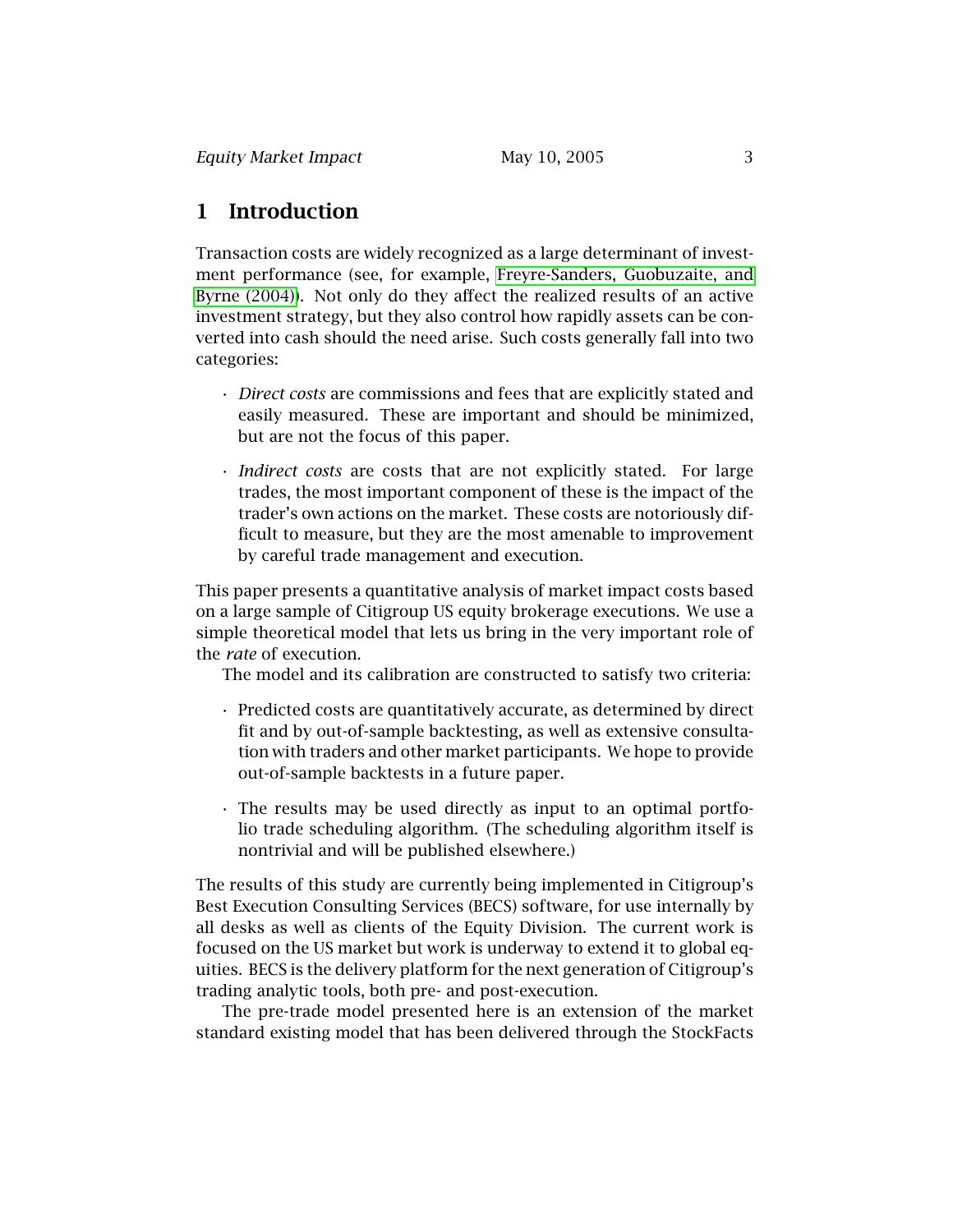# 1 Introduction

Transaction costs are widely recognized as a large determinant of investment performance (see, for example, Freyre-Sanders, Guobuzaite, and Byrne (2004)). Not only do they affect the realized results of an active investment strategy, but they also control how rapidly assets can be converted into cash should the need arise. Such costs generally fall into two categories:

- *Direct costs* are commissions and fees that are explicitly stated and easily measured. These are important and should be minimized, but are not the focus of this paper.
- *Indirect costs* are costs that are not explicitly stated. For large trades, the most important component of these is the impact of the trader's own actions on the market. These costs are notoriously difficult to measure, but they are the most amenable to improvement by careful trade management and execution.

This paper presents a quantitative analysis of market impact costs based on a large sample of Citigroup US equity brokerage executions. We use a simple theoretical model that lets us bring in the very important role of the *rate* of execution.

The model and its calibration are constructed to satisfy two criteria:

- Predicted costs are quantitatively accurate, as determined by direct fit and by out-of-sample backtesting, as well as extensive consultation with traders and other market participants. We hope to provide out-of-sample backtests in a future paper.
- The results may be used directly as input to an optimal portfolio trade scheduling algorithm. (The scheduling algorithm itself is nontrivial and will be published elsewhere.)

The results of this study are currently being implemented in Citigroup's Best Execution Consulting Services (BECS) software, for use internally by all desks as well as clients of the Equity Division. The current work is focused on the US market but work is underway to extend it to global equities. BECS is the delivery platform for the next generation of Citigroup's trading analytic tools, both pre- and post-execution.

The pre-trade model presented here is an extension of the market standard existing model that has been delivered through the StockFacts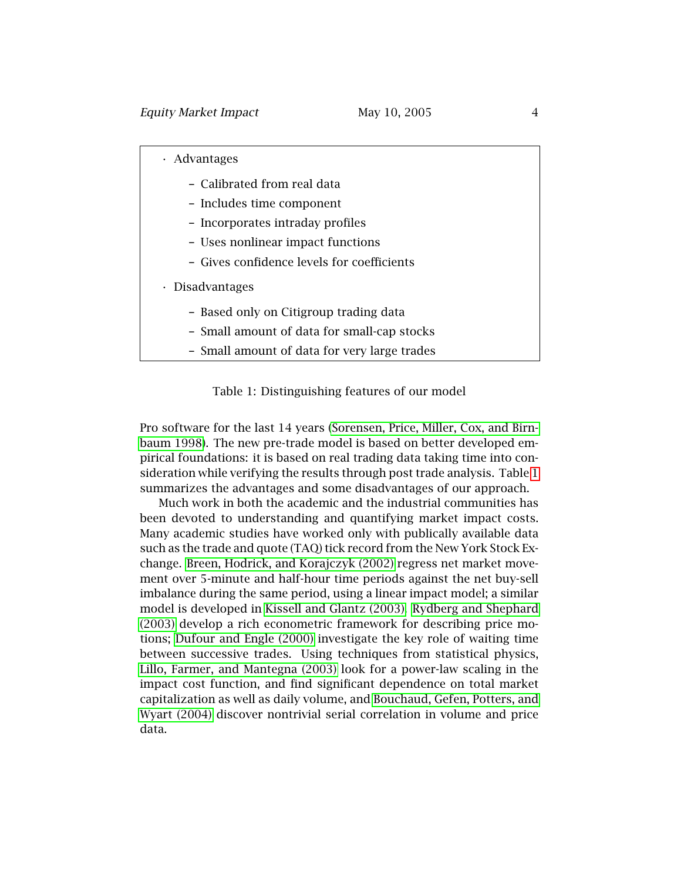- Advantages
  - Calibrated from real data
  - Includes time component
  - Incorporates intraday profiles
  - Uses nonlinear impact functions
  - Gives confidence levels for coefficients
- Disadvantages
  - Based only on Citigroup trading data
  - Small amount of data for small-cap stocks
  - Small amount of data for very large trades

Table 1: Distinguishing features of our model

Pro software for the last 14 years (Sorensen, Price, Miller, Cox, and Birnbaum 1998). The new pre-trade model is based on better developed empirical foundations: it is based on real trading data taking time into consideration while verifying the results through post trade analysis. Table 1 summarizes the advantages and some disadvantages of our approach.

Much work in both the academic and the industrial communities has been devoted to understanding and quantifying market impact costs. Many academic studies have worked only with publically available data such as the trade and quote (TAQ) tick record from the New York Stock Exchange. Breen, Hodrick, and Korajczyk (2002) regress net market movement over 5-minute and half-hour time periods against the net buy-sell imbalance during the same period, using a linear impact model; a similar model is developed in Kissell and Glantz (2003). Rydberg and Shephard (2003) develop a rich econometric framework for describing price motions; Dufour and Engle (2000) investigate the key role of waiting time between successive trades. Using techniques from statistical physics, Lillo, Farmer, and Mantegna (2003) look for a power-law scaling in the impact cost function, and find significant dependence on total market capitalization as well as daily volume, and Bouchaud, Gefen, Potters, and Wyart (2004) discover nontrivial serial correlation in volume and price data.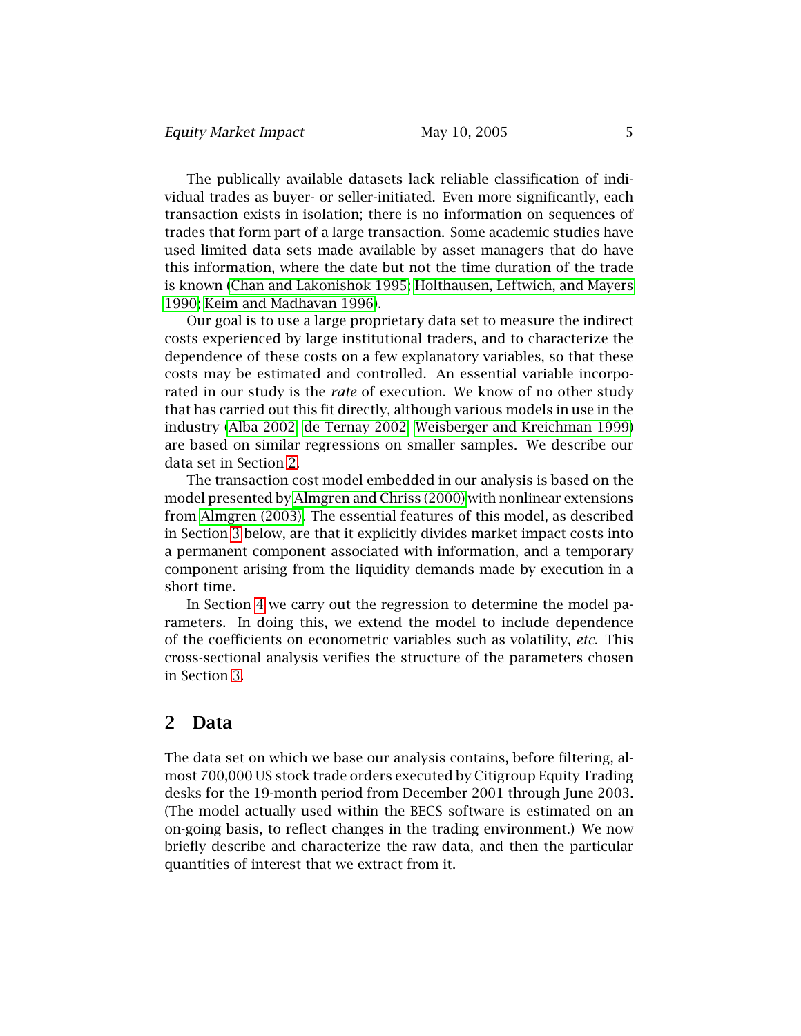The publically available datasets lack reliable classification of individual trades as buyer- or seller-initiated. Even more significantly, each transaction exists in isolation; there is no information on sequences of trades that form part of a large transaction. Some academic studies have used limited data sets made available by asset managers that do have this information, where the date but not the time duration of the trade is known (Chan and Lakonishok 1995; Holthausen, Leftwich, and Mayers 1990; Keim and Madhavan 1996).

Our goal is to use a large proprietary data set to measure the indirect costs experienced by large institutional traders, and to characterize the dependence of these costs on a few explanatory variables, so that these costs may be estimated and controlled. An essential variable incorporated in our study is the *rate* of execution. We know of no other study that has carried out this fit directly, although various models in use in the industry (Alba 2002; de Ternay 2002; Weisberger and Kreichman 1999) are based on similar regressions on smaller samples. We describe our data set in Section 2.

The transaction cost model embedded in our analysis is based on the model presented by Almgren and Chriss (2000) with nonlinear extensions from Almgren (2003). The essential features of this model, as described in Section 3 below, are that it explicitly divides market impact costs into a permanent component associated with information, and a temporary component arising from the liquidity demands made by execution in a short time.

In Section 4 we carry out the regression to determine the model parameters. In doing this, we extend the model to include dependence of the coefficients on econometric variables such as volatility, *etc.* This cross-sectional analysis verifies the structure of the parameters chosen in Section 3.

## 2 Data

The data set on which we base our analysis contains, before filtering, almost 700,000 US stock trade orders executed by Citigroup Equity Trading desks for the 19-month period from December 2001 through June 2003. (The model actually used within the BECS software is estimated on an on-going basis, to reflect changes in the trading environment.) We now briefly describe and characterize the raw data, and then the particular quantities of interest that we extract from it.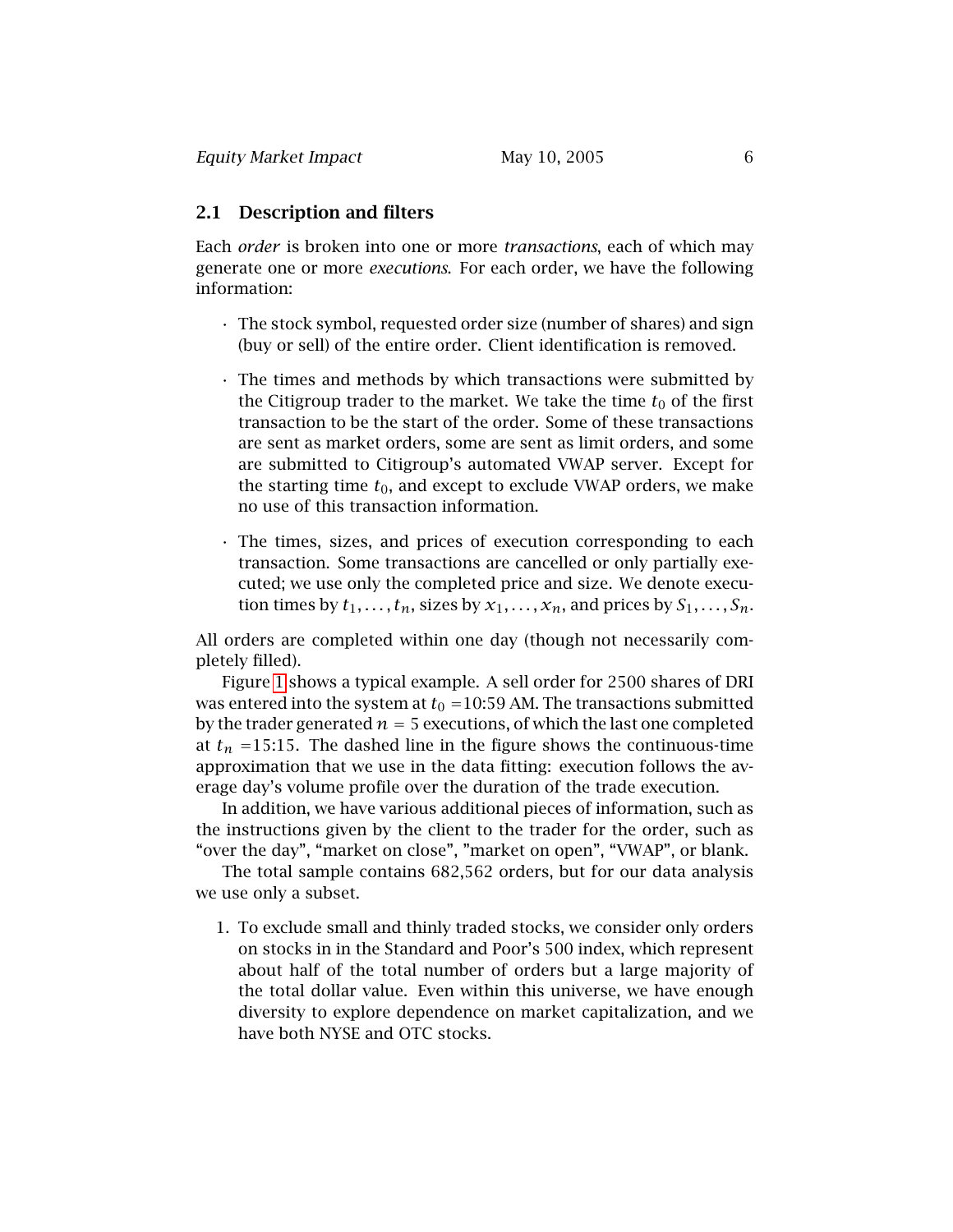## 2.1 Description and filters

Each *order* is broken into one or more *transactions*, each of which may generate one or more *executions*. For each order, we have the following information:

- The stock symbol, requested order size (number of shares) and sign (buy or sell) of the entire order. Client identification is removed.
- The times and methods by which transactions were submitted by the Citigroup trader to the market. We take the time $t_0$ of the first transaction to be the start of the order. Some of these transactions are sent as market orders, some are sent as limit orders, and some are submitted to Citigroup's automated VWAP server. Except for the starting time $t_0$, and except to exclude VWAP orders, we make no use of this transaction information.
- The times, sizes, and prices of execution corresponding to each transaction. Some transactions are cancelled or only partially executed; we use only the completed price and size. We denote execution times by $t_1, \ldots, t_n$, sizes by $x_1, \ldots, x_n$, and prices by $S_1, \ldots, S_n$.

All orders are completed within one day (though not necessarily completely filled).

Figure 1 shows a typical example. A sell order for 2500 shares of DRI was entered into the system at $t_0$ =10:59 AM. The transactions submitted by the trader generated $n = 5$ executions, of which the last one completed at $t_n$ =15:15. The dashed line in the figure shows the continuous-time approximation that we use in the data fitting: execution follows the average day's volume profile over the duration of the trade execution.

In addition, we have various additional pieces of information, such as the instructions given by the client to the trader for the order, such as "over the day", "market on close", "market on open", "VWAP", or blank.

The total sample contains 682,562 orders, but for our data analysis we use only a subset.

1. To exclude small and thinly traded stocks, we consider only orders on stocks in in the Standard and Poor's 500 index, which represent about half of the total number of orders but a large majority of the total dollar value. Even within this universe, we have enough diversity to explore dependence on market capitalization, and we have both NYSE and OTC stocks.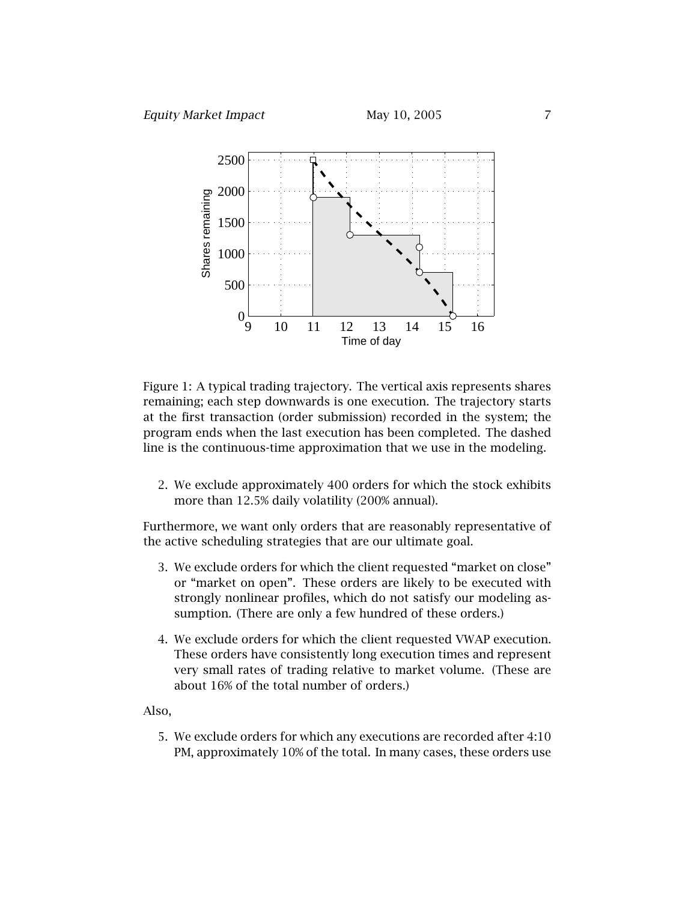Figure 1: A typical trading trajectory. The vertical axis represents shares remaining; each step downwards is one execution. The trajectory starts at the first transaction (order submission) recorded in the system; the program ends when the last execution has been completed. The dashed line is the continuous-time approximation that we use in the modeling.

2. We exclude approximately 400 orders for which the stock exhibits more than 12.5% daily volatility (200% annual).

Furthermore, we want only orders that are reasonably representative of the active scheduling strategies that are our ultimate goal.

3. We exclude orders for which the client requested "market on close" or "market on open". These orders are likely to be executed with strongly nonlinear profiles, which do not satisfy our modeling assumption. (There are only a few hundred of these orders.)

4. We exclude orders for which the client requested VWAP execution. These orders have consistently long execution times and represent very small rates of trading relative to market volume. (These are about 16% of the total number of orders.)

Also,

5. We exclude orders for which any executions are recorded after 4:10 PM, approximately 10% of the total. In many cases, these orders use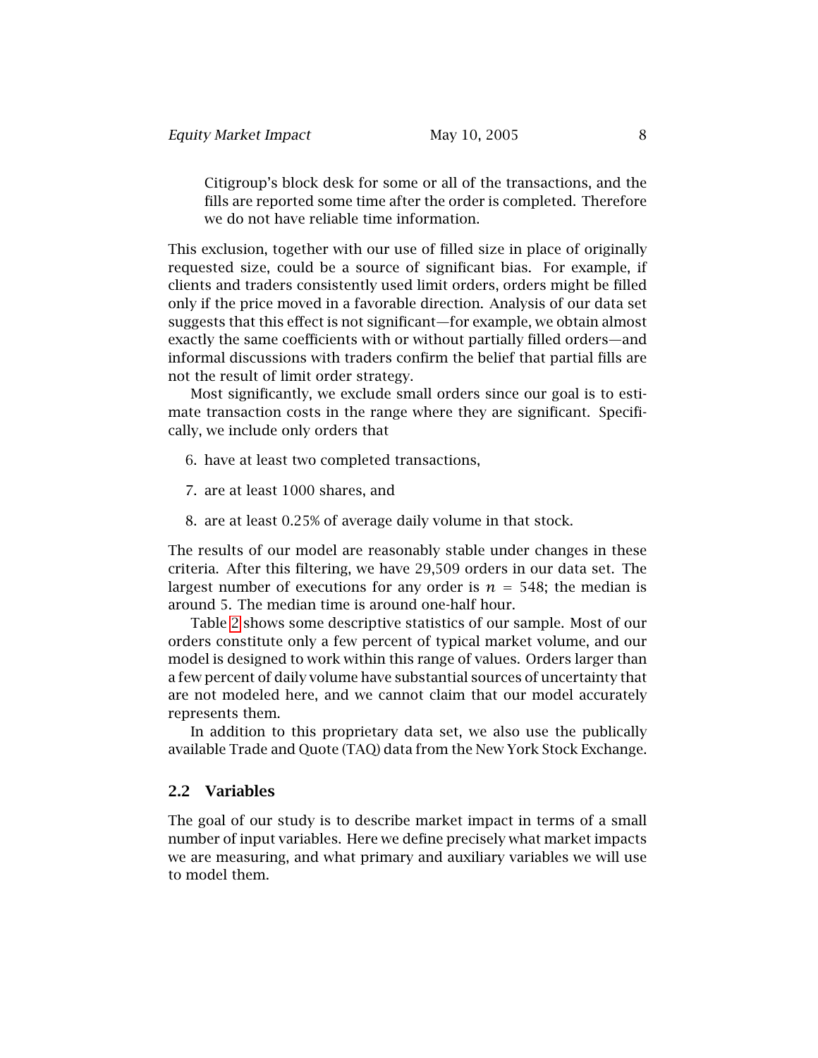Citigroup's block desk for some or all of the transactions, and the fills are reported some time after the order is completed. Therefore we do not have reliable time information.

This exclusion, together with our use of filled size in place of originally requested size, could be a source of significant bias. For example, if clients and traders consistently used limit orders, orders might be filled only if the price moved in a favorable direction. Analysis of our data set suggests that this effect is not significant—for example, we obtain almost exactly the same coefficients with or without partially filled orders—and informal discussions with traders confirm the belief that partial fills are not the result of limit order strategy.

Most significantly, we exclude small orders since our goal is to estimate transaction costs in the range where they are significant. Specifically, we include only orders that

6. have at least two completed transactions,
7. are at least 1000 shares, and
8. are at least 0.25% of average daily volume in that stock.

The results of our model are reasonably stable under changes in these criteria. After this filtering, we have 29,509 orders in our data set. The largest number of executions for any order is $n = 548$; the median is around 5. The median time is around one-half hour.

Table 2 shows some descriptive statistics of our sample. Most of our orders constitute only a few percent of typical market volume, and our model is designed to work within this range of values. Orders larger than a few percent of daily volume have substantial sources of uncertainty that are not modeled here, and we cannot claim that our model accurately represents them.

In addition to this proprietary data set, we also use the publically available Trade and Quote (TAQ) data from the New York Stock Exchange.

## 2.2 Variables

The goal of our study is to describe market impact in terms of a small number of input variables. Here we define precisely what market impacts we are measuring, and what primary and auxiliary variables we will use to model them.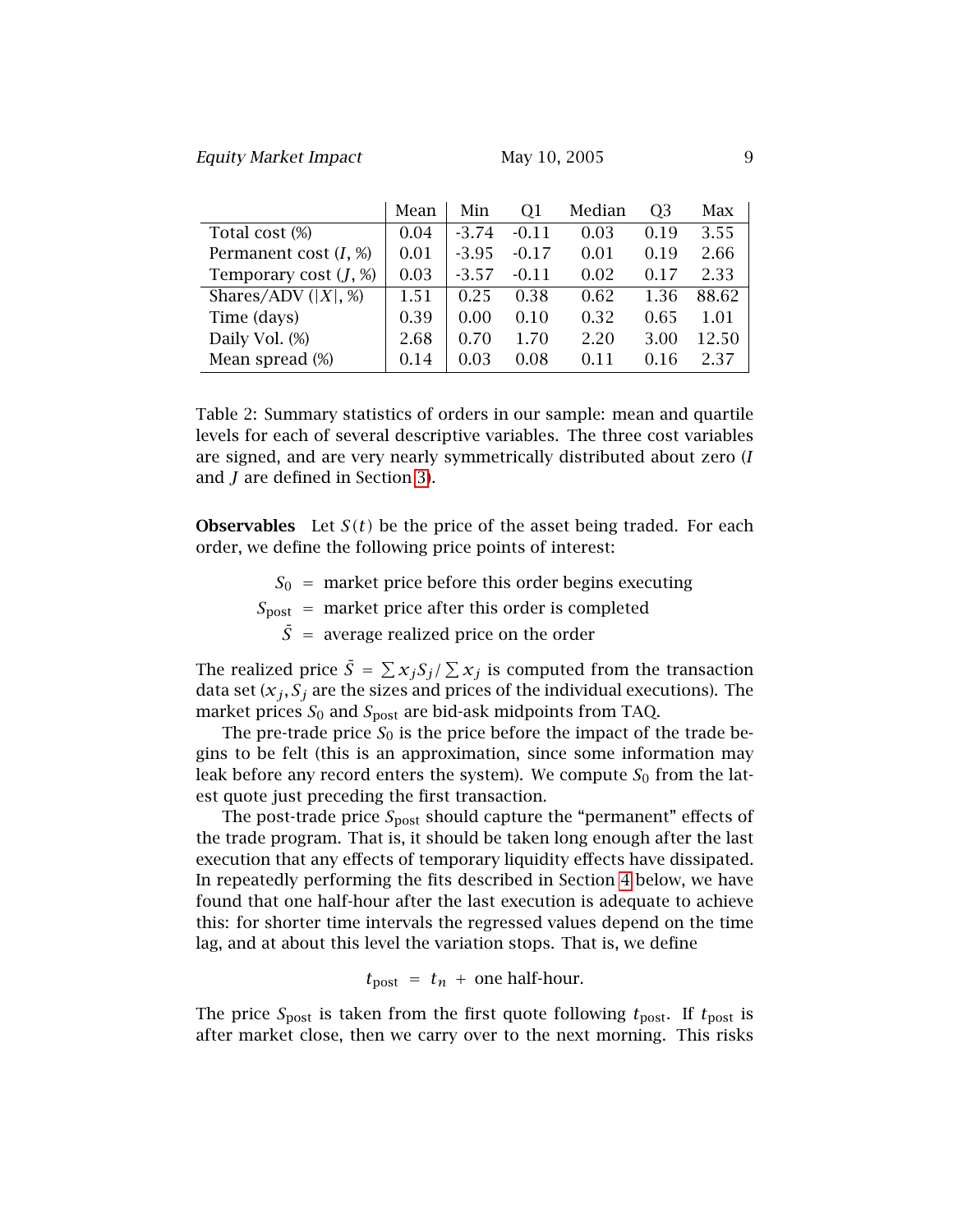| | Mean | Min | Q1 | Median | Q3 | Max |
|---|---|---|---|---|---|---|
| Total cost (%) | 0.04 | -3.74 | -0.11 | 0.03 | 0.19 | 3.55 |
| Permanent cost ($I$, %) | 0.01 | -3.95 | -0.17 | 0.01 | 0.19 | 2.66 |
| Temporary cost ($J$, %) | 0.03 | -3.57 | -0.11 | 0.02 | 0.17 | 2.33 |
| Shares/ADV ($\lvert X\rvert$, %) | 1.51 | 0.25 | 0.38 | 0.62 | 1.36 | 88.62 |
| Time (days) | 0.39 | 0.00 | 0.10 | 0.32 | 0.65 | 1.01 |
| Daily Vol. (%) | 2.68 | 0.70 | 1.70 | 2.20 | 3.00 | 12.50 |
| Mean spread (%) | 0.14 | 0.03 | 0.08 | 0.11 | 0.16 | 2.37 |

Table 2: Summary statistics of orders in our sample: mean and quartile levels for each of several descriptive variables. The three cost variables are signed, and are very nearly symmetrically distributed about zero ($I$ and $J$ are defined in Section 3).

**Observables** Let $S(t)$ be the price of the asset being traded. For each order, we define the following price points of interest:

$$
\begin{aligned}
S_0 &= \text{market price before this order begins executing} \\
S_{\text{post}} &= \text{market price after this order is completed} \\
\bar{S} &= \text{average realized price on the order}
\end{aligned}
$$

The realized price $\bar{S} = \sum x_j S_j / \sum x_j$ is computed from the transaction data set ($x_j, S_j$ are the sizes and prices of the individual executions). The market prices $S_0$ and $S_{\text{post}}$ are bid-ask midpoints from TAQ.

The pre-trade price $S_0$ is the price before the impact of the trade begins to be felt (this is an approximation, since some information may leak before any record enters the system). We compute $S_0$ from the latest quote just preceding the first transaction.

The post-trade price $S_{\text{post}}$ should capture the "permanent" effects of the trade program. That is, it should be taken long enough after the last execution that any effects of temporary liquidity effects have dissipated. In repeatedly performing the fits described in Section 4 below, we have found that one half-hour after the last execution is adequate to achieve this: for shorter time intervals the regressed values depend on the time lag, and at about this level the variation stops. That is, we define

$$
t_{\text{post}} = t_n + \text{one half-hour}.
$$

The price $S_{\text{post}}$ is taken from the first quote following $t_{\text{post}}$. If $t_{\text{post}}$ is after market close, then we carry over to the next morning. This risks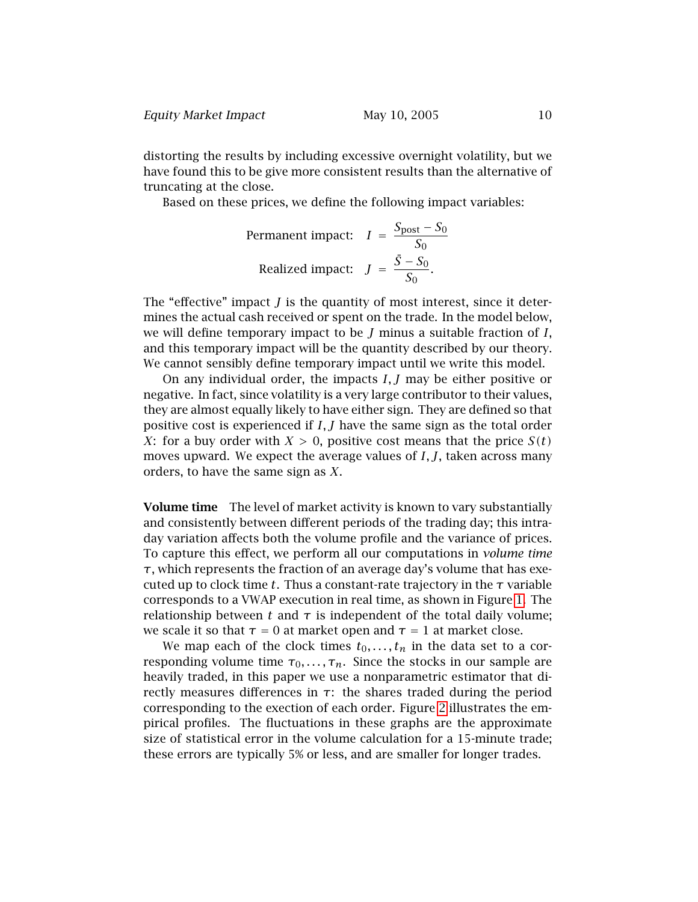distorting the results by including excessive overnight volatility, but we have found this to be give more consistent results than the alternative of truncating at the close.

Based on these prices, we define the following impact variables:

$$\text{Permanent impact:} \quad I = \frac{S_{\text{post}} - S_0}{S_0}$$

$$\text{Realized impact:} \quad J = \frac{\bar{S} - S_0}{S_0}.$$

The "effective" impact $J$ is the quantity of most interest, since it determines the actual cash received or spent on the trade. In the model below, we will define temporary impact to be $J$ minus a suitable fraction of $I$, and this temporary impact will be the quantity described by our theory. We cannot sensibly define temporary impact until we write this model.

On any individual order, the impacts $I, J$ may be either positive or negative. In fact, since volatility is a very large contributor to their values, they are almost equally likely to have either sign. They are defined so that positive cost is experienced if $I, J$ have the same sign as the total order $X$: for a buy order with $X > 0$, positive cost means that the price $S(t)$ moves upward. We expect the average values of $I, J$, taken across many orders, to have the same sign as $X$.

**Volume time** The level of market activity is known to vary substantially and consistently between different periods of the trading day; this intraday variation affects both the volume profile and the variance of prices. To capture this effect, we perform all our computations in *volume time* $\tau$, which represents the fraction of an average day's volume that has executed up to clock time $t$. Thus a constant-rate trajectory in the $\tau$ variable corresponds to a VWAP execution in real time, as shown in Figure 1. The relationship between $t$ and $\tau$ is independent of the total daily volume; we scale it so that $\tau = 0$ at market open and $\tau = 1$ at market close.

We map each of the clock times $t_0, \ldots, t_n$ in the data set to a corresponding volume time $\tau_0, \ldots, \tau_n$. Since the stocks in our sample are heavily traded, in this paper we use a nonparametric estimator that directly measures differences in $\tau$: the shares traded during the period corresponding to the exection of each order. Figure 2 illustrates the empirical profiles. The fluctuations in these graphs are the approximate size of statistical error in the volume calculation for a 15-minute trade; these errors are typically 5% or less, and are smaller for longer trades.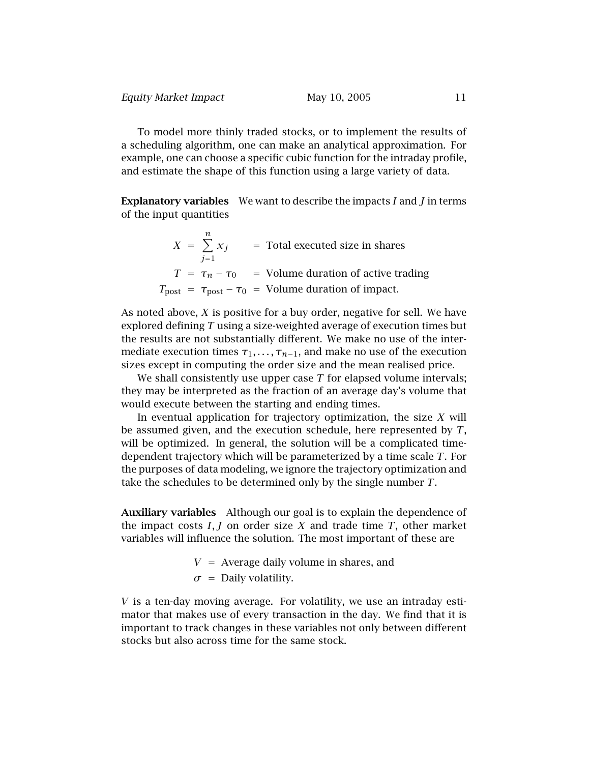To model more thinly traded stocks, or to implement the results of a scheduling algorithm, one can make an analytical approximation. For example, one can choose a specific cubic function for the intraday profile, and estimate the shape of this function using a large variety of data.

**Explanatory variables** We want to describe the impacts $I$ and $J$ in terms of the input quantities

$$
\begin{aligned}
X &= \sum_{j=1}^{n} x_j &&= \text{Total executed size in shares} \\
T &= \tau_n - \tau_0 &&= \text{Volume duration of active trading} \\
T_{\text{post}} &= \tau_{\text{post}} - \tau_0 &&= \text{Volume duration of impact.}
\end{aligned}
$$

As noted above, $X$ is positive for a buy order, negative for sell. We have explored defining $T$ using a size-weighted average of execution times but the results are not substantially different. We make no use of the intermediate execution times $\tau_1, \ldots, \tau_{n-1}$, and make no use of the execution sizes except in computing the order size and the mean realised price.

We shall consistently use upper case $T$ for elapsed volume intervals; they may be interpreted as the fraction of an average day's volume that would execute between the starting and ending times.

In eventual application for trajectory optimization, the size $X$ will be assumed given, and the execution schedule, here represented by $T$, will be optimized. In general, the solution will be a complicated time-dependent trajectory which will be parameterized by a time scale $T$. For the purposes of data modeling, we ignore the trajectory optimization and take the schedules to be determined only by the single number $T$.

**Auxiliary variables** Although our goal is to explain the dependence of the impact costs $I, J$ on order size $X$ and trade time $T$, other market variables will influence the solution. The most important of these are

$$
\begin{aligned}
V &= \text{Average daily volume in shares, and} \\
\sigma &= \text{Daily volatility.}
\end{aligned}
$$

$V$ is a ten-day moving average. For volatility, we use an intraday estimator that makes use of every transaction in the day. We find that it is important to track changes in these variables not only between different stocks but also across time for the same stock.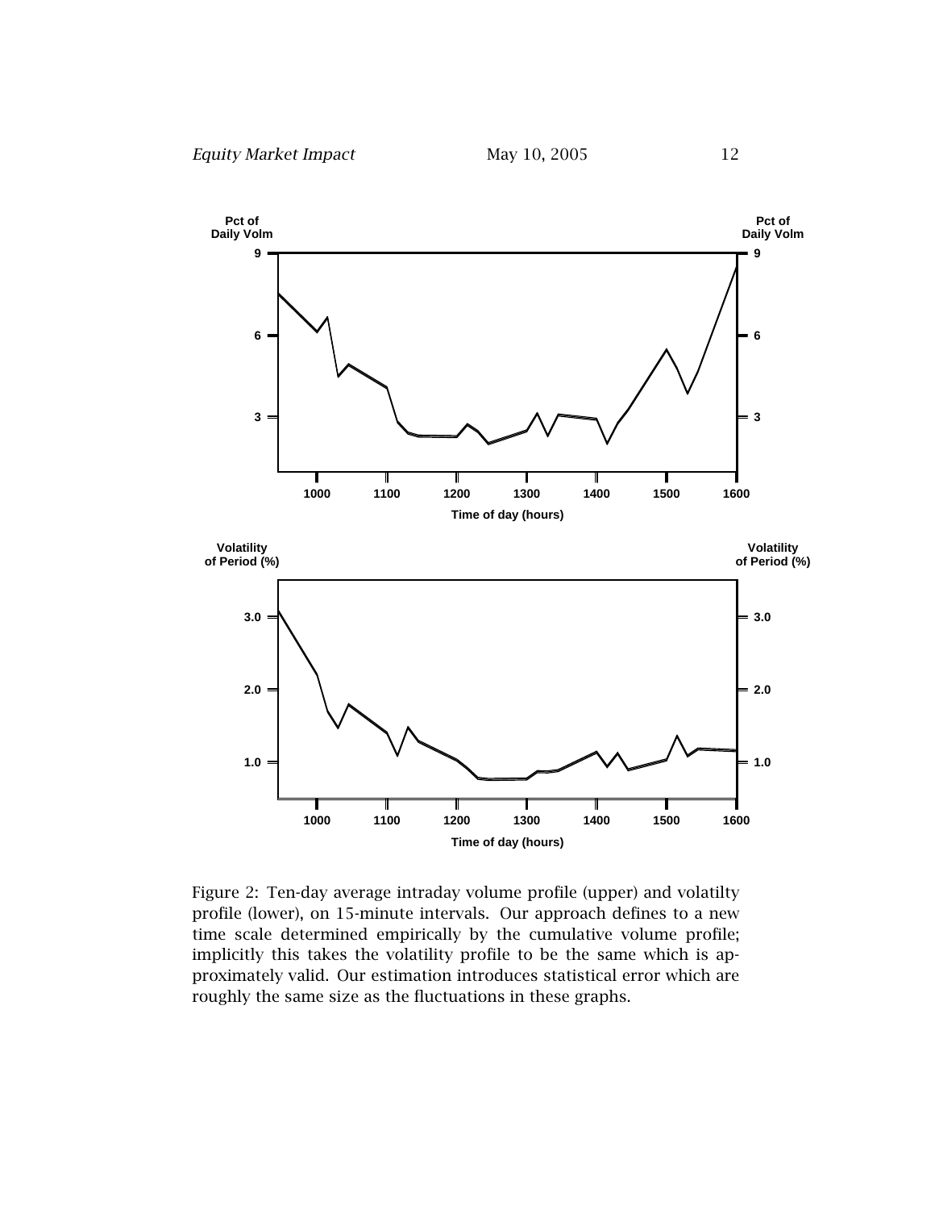Figure 2: Ten-day average intraday volume profile (upper) and volatilty profile (lower), on 15-minute intervals. Our approach defines to a new time scale determined empirically by the cumulative volume profile; implicitly this takes the volatility profile to be the same which is approximately valid. Our estimation introduces statistical error which are roughly the same size as the fluctuations in these graphs.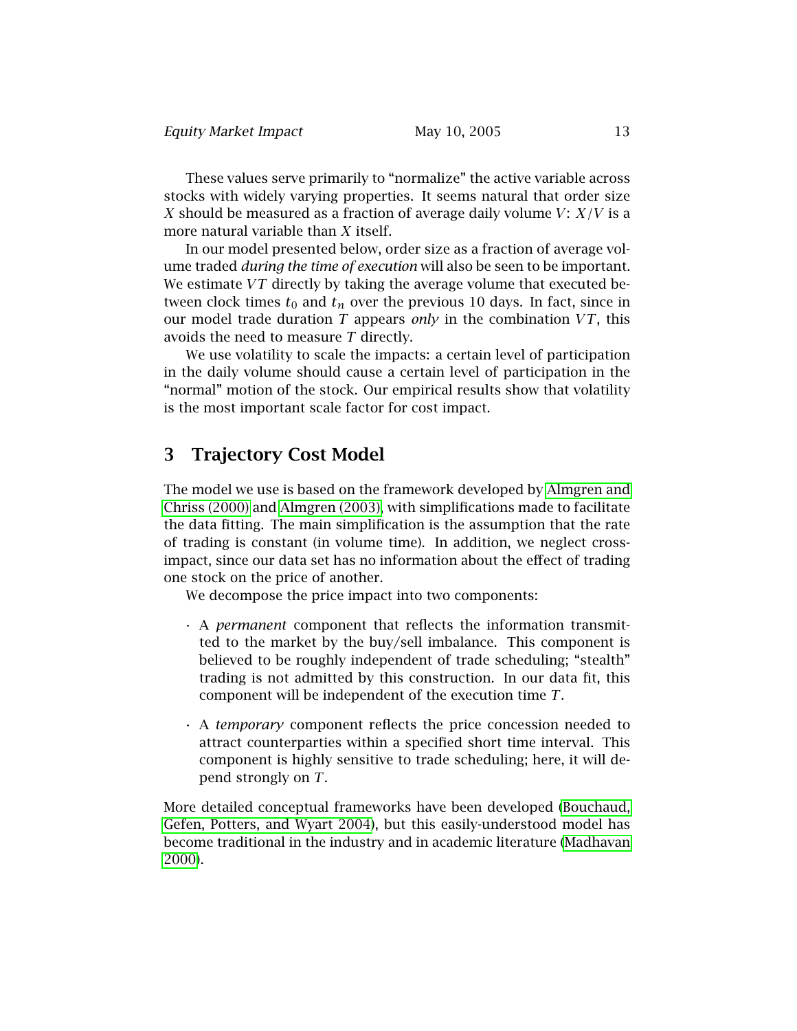These values serve primarily to "normalize" the active variable across stocks with widely varying properties. It seems natural that order size $X$ should be measured as a fraction of average daily volume $V$: $X/V$ is a more natural variable than $X$ itself.

In our model presented below, order size as a fraction of average volume traded *during the time of execution* will also be seen to be important. We estimate $VT$ directly by taking the average volume that executed between clock times $t_0$ and $t_n$ over the previous 10 days. In fact, since in our model trade duration $T$ appears *only* in the combination $VT$, this avoids the need to measure $T$ directly.

We use volatility to scale the impacts: a certain level of participation in the daily volume should cause a certain level of participation in the "normal" motion of the stock. Our empirical results show that volatility is the most important scale factor for cost impact.

# 3 Trajectory Cost Model

The model we use is based on the framework developed by Almgren and Chriss (2000) and Almgren (2003), with simplifications made to facilitate the data fitting. The main simplification is the assumption that the rate of trading is constant (in volume time). In addition, we neglect cross-impact, since our data set has no information about the effect of trading one stock on the price of another.

We decompose the price impact into two components:

- A *permanent* component that reflects the information transmitted to the market by the buy/sell imbalance. This component is believed to be roughly independent of trade scheduling; "stealth" trading is not admitted by this construction. In our data fit, this component will be independent of the execution time $T$.

- A *temporary* component reflects the price concession needed to attract counterparties within a specified short time interval. This component is highly sensitive to trade scheduling; here, it will depend strongly on $T$.

More detailed conceptual frameworks have been developed (Bouchaud, Gefen, Potters, and Wyart 2004), but this easily-understood model has become traditional in the industry and in academic literature (Madhavan 2000).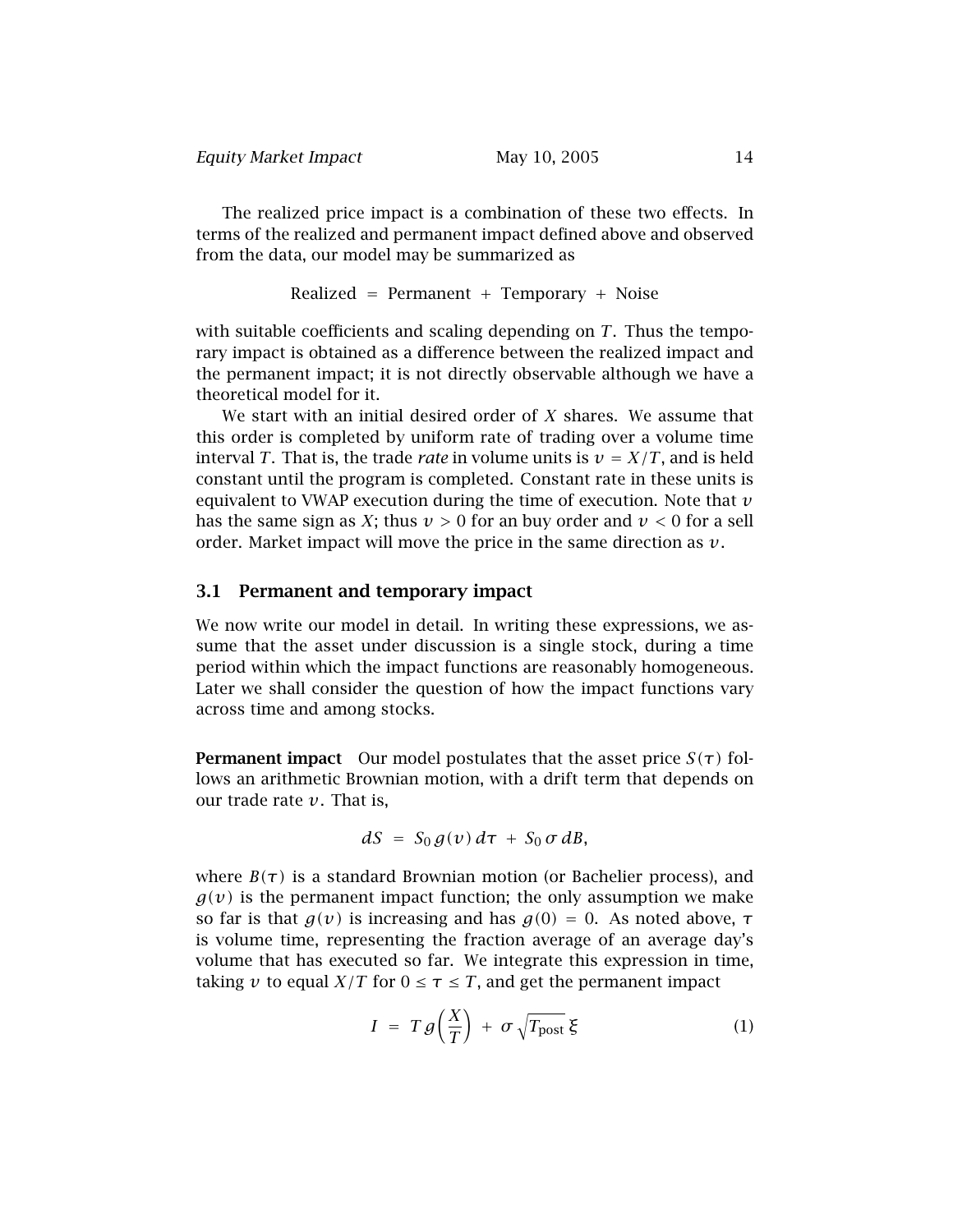The realized price impact is a combination of these two effects. In terms of the realized and permanent impact defined above and observed from the data, our model may be summarized as

$$\text{Realized} \;=\; \text{Permanent} \;+\; \text{Temporary} \;+\; \text{Noise}$$

with suitable coefficients and scaling depending on $T$. Thus the temporary impact is obtained as a difference between the realized impact and the permanent impact; it is not directly observable although we have a theoretical model for it.

We start with an initial desired order of $X$ shares. We assume that this order is completed by uniform rate of trading over a volume time interval $T$. That is, the trade *rate* in volume units is $v = X/T$, and is held constant until the program is completed. Constant rate in these units is equivalent to VWAP execution during the time of execution. Note that $v$ has the same sign as $X$; thus $v > 0$ for an buy order and $v < 0$ for a sell order. Market impact will move the price in the same direction as $v$.

### 3.1 Permanent and temporary impact

We now write our model in detail. In writing these expressions, we assume that the asset under discussion is a single stock, during a time period within which the impact functions are reasonably homogeneous. Later we shall consider the question of how the impact functions vary across time and among stocks.

**Permanent impact** Our model postulates that the asset price $S(\tau)$ follows an arithmetic Brownian motion, with a drift term that depends on our trade rate $v$. That is,

$$dS \;=\; S_0\, g(v)\, d\tau \;+\; S_0\, \sigma\, dB,$$

where $B(\tau)$ is a standard Brownian motion (or Bachelier process), and $g(v)$ is the permanent impact function; the only assumption we make so far is that $g(v)$ is increasing and has $g(0) = 0$. As noted above, $\tau$ is volume time, representing the fraction average of an average day's volume that has executed so far. We integrate this expression in time, taking $v$ to equal $X/T$ for $0 \le \tau \le T$, and get the permanent impact

$$I \;=\; T\, g\!\left(\frac{X}{T}\right) \;+\; \sigma\, \sqrt{T_{\text{post}}}\, \xi \tag{1}$$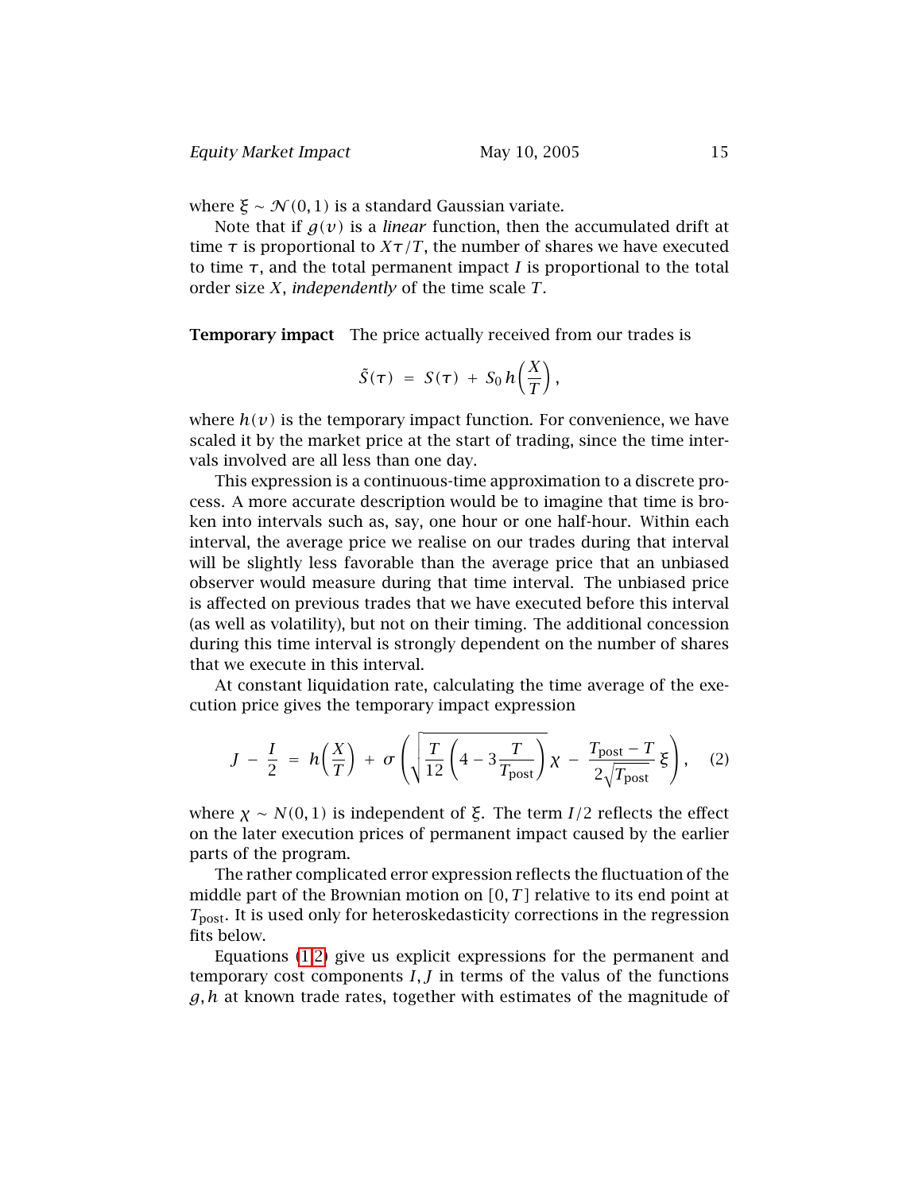where $\xi \sim \mathcal{N}(0,1)$ is a standard Gaussian variate.

Note that if $g(v)$ is a *linear* function, then the accumulated drift at time $\tau$ is proportional to $X\tau/T$, the number of shares we have executed to time $\tau$, and the total permanent impact $I$ is proportional to the total order size $X$, *independently* of the time scale $T$.

**Temporary impact** The price actually received from our trades is

$$\tilde{S}(\tau) \;=\; S(\tau) \;+\; S_0\, h\!\left(\frac{X}{T}\right),$$

where $h(v)$ is the temporary impact function. For convenience, we have scaled it by the market price at the start of trading, since the time intervals involved are all less than one day.

This expression is a continuous-time approximation to a discrete process. A more accurate description would be to imagine that time is broken into intervals such as, say, one hour or one half-hour. Within each interval, the average price we realise on our trades during that interval will be slightly less favorable than the average price that an unbiased observer would measure during that time interval. The unbiased price is affected on previous trades that we have executed before this interval (as well as volatility), but not on their timing. The additional concession during this time interval is strongly dependent on the number of shares that we execute in this interval.

At constant liquidation rate, calculating the time average of the execution price gives the temporary impact expression

$$J \;-\; \frac{I}{2} \;=\; h\!\left(\frac{X}{T}\right) \;+\; \sigma\left(\sqrt{\frac{T}{12}\left(4-3\frac{T}{T_{\text{post}}}\right)}\,\chi \;-\; \frac{T_{\text{post}}-T}{2\sqrt{T_{\text{post}}}}\,\xi\right), \qquad (2)$$

where $\chi \sim N(0,1)$ is independent of $\xi$. The term $I/2$ reflects the effect on the later execution prices of permanent impact caused by the earlier parts of the program.

The rather complicated error expression reflects the fluctuation of the middle part of the Brownian motion on $[0,T]$ relative to its end point at $T_{\text{post}}$. It is used only for heteroskedasticity corrections in the regression fits below.

Equations (1,2) give us explicit expressions for the permanent and temporary cost components $I, J$ in terms of the valus of the functions $g, h$ at known trade rates, together with estimates of the magnitude of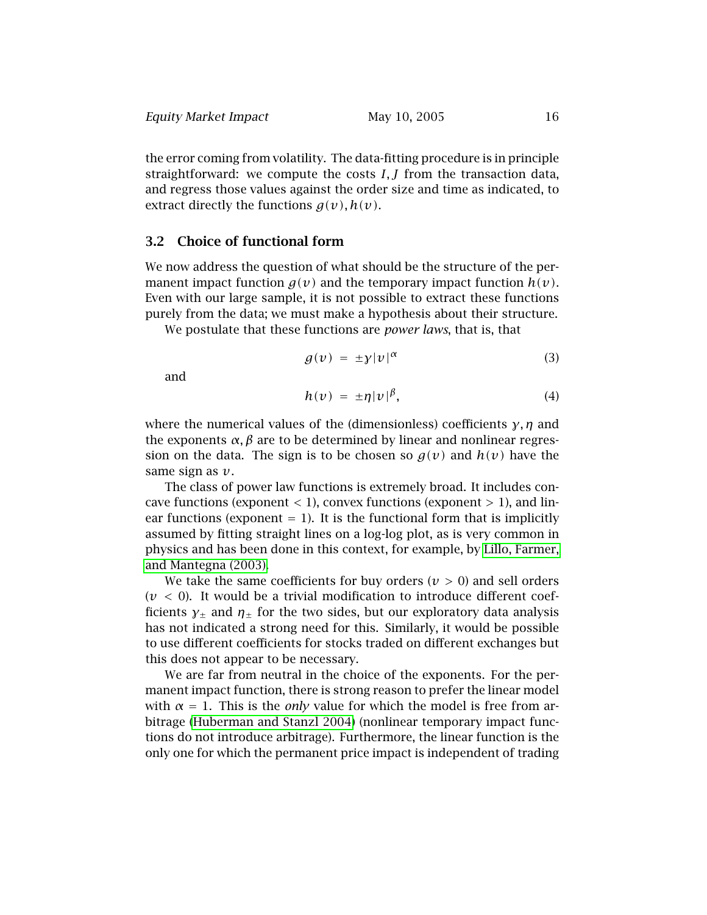the error coming from volatility. The data-fitting procedure is in principle straightforward: we compute the costs $I, J$ from the transaction data, and regress those values against the order size and time as indicated, to extract directly the functions $g(v), h(v)$.

### 3.2 Choice of functional form

We now address the question of what should be the structure of the permanent impact function $g(v)$ and the temporary impact function $h(v)$. Even with our large sample, it is not possible to extract these functions purely from the data; we must make a hypothesis about their structure.

We postulate that these functions are *power laws*, that is, that

$$g(v) = \pm\gamma|v|^{\alpha} \tag{3}$$

and

$$h(v) = \pm\eta|v|^{\beta}, \tag{4}$$

where the numerical values of the (dimensionless) coefficients $\gamma, \eta$ and the exponents $\alpha, \beta$ are to be determined by linear and nonlinear regression on the data. The sign is to be chosen so $g(v)$ and $h(v)$ have the same sign as $v$.

The class of power law functions is extremely broad. It includes concave functions (exponent $< 1$), convex functions (exponent $> 1$), and linear functions (exponent $= 1$). It is the functional form that is implicitly assumed by fitting straight lines on a log-log plot, as is very common in physics and has been done in this context, for example, by Lillo, Farmer, and Mantegna (2003).

We take the same coefficients for buy orders ($v > 0$) and sell orders ($v < 0$). It would be a trivial modification to introduce different coefficients $\gamma_{\pm}$ and $\eta_{\pm}$ for the two sides, but our exploratory data analysis has not indicated a strong need for this. Similarly, it would be possible to use different coefficients for stocks traded on different exchanges but this does not appear to be necessary.

We are far from neutral in the choice of the exponents. For the permanent impact function, there is strong reason to prefer the linear model with $\alpha = 1$. This is the *only* value for which the model is free from arbitrage (Huberman and Stanzl 2004) (nonlinear temporary impact functions do not introduce arbitrage). Furthermore, the linear function is the only one for which the permanent price impact is independent of trading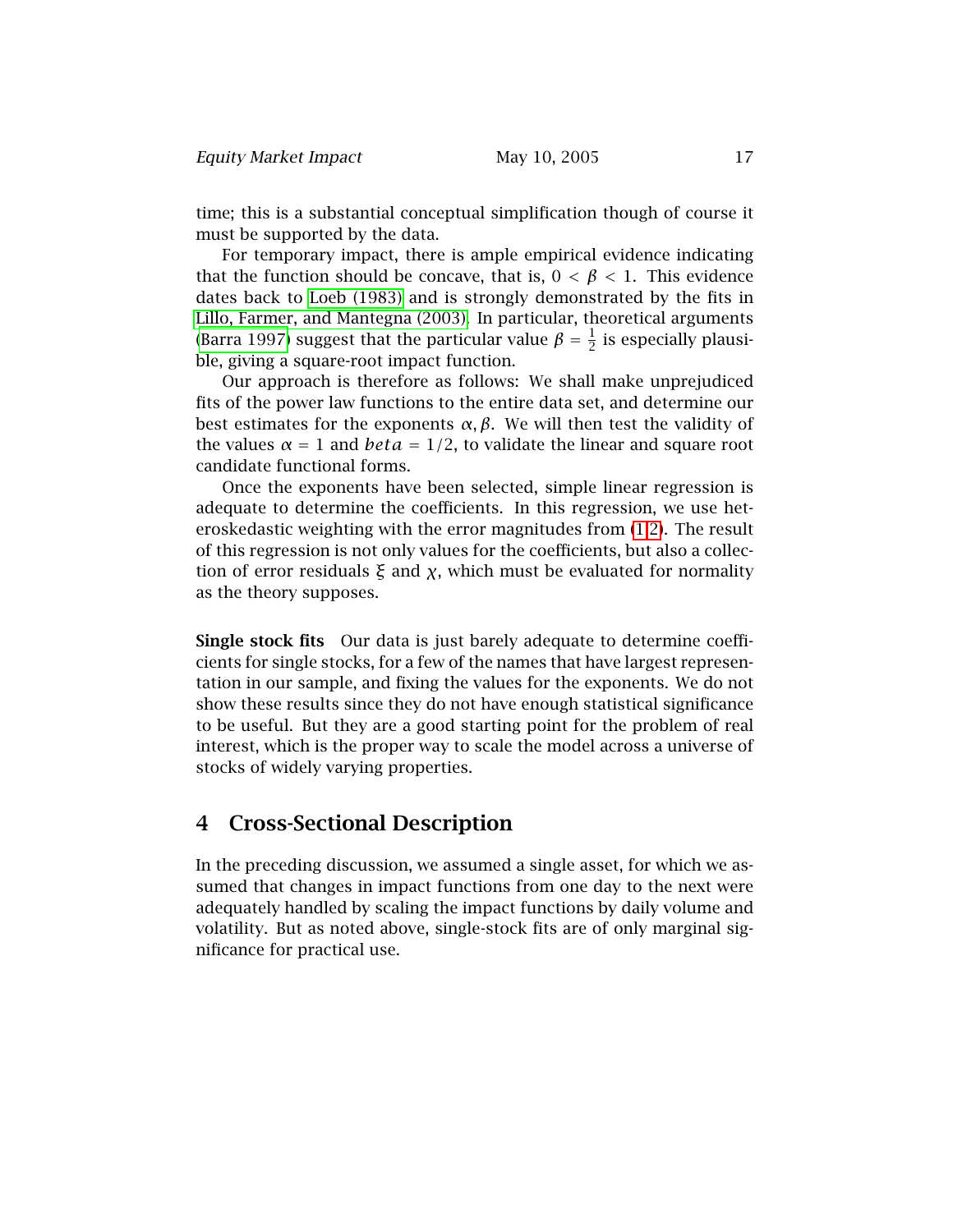time; this is a substantial conceptual simplification though of course it must be supported by the data.

For temporary impact, there is ample empirical evidence indicating that the function should be concave, that is, $0 < \beta < 1$. This evidence dates back to Loeb (1983) and is strongly demonstrated by the fits in Lillo, Farmer, and Mantegna (2003). In particular, theoretical arguments (Barra 1997) suggest that the particular value $\beta = \frac{1}{2}$ is especially plausible, giving a square-root impact function.

Our approach is therefore as follows: We shall make unprejudiced fits of the power law functions to the entire data set, and determine our best estimates for the exponents $\alpha, \beta$. We will then test the validity of the values $\alpha = 1$ and $beta = 1/2$, to validate the linear and square root candidate functional forms.

Once the exponents have been selected, simple linear regression is adequate to determine the coefficients. In this regression, we use heteroskedastic weighting with the error magnitudes from (1,2). The result of this regression is not only values for the coefficients, but also a collection of error residuals $\xi$ and $\chi$, which must be evaluated for normality as the theory supposes.

**Single stock fits** Our data is just barely adequate to determine coefficients for single stocks, for a few of the names that have largest representation in our sample, and fixing the values for the exponents. We do not show these results since they do not have enough statistical significance to be useful. But they are a good starting point for the problem of real interest, which is the proper way to scale the model across a universe of stocks of widely varying properties.

## 4 Cross-Sectional Description

In the preceding discussion, we assumed a single asset, for which we assumed that changes in impact functions from one day to the next were adequately handled by scaling the impact functions by daily volume and volatility. But as noted above, single-stock fits are of only marginal significance for practical use.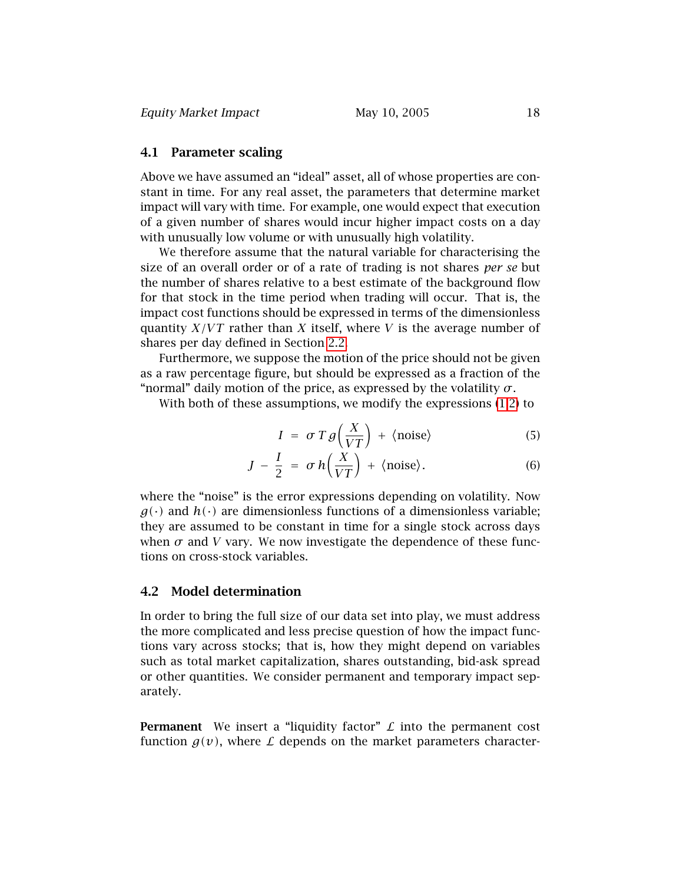### 4.1 Parameter scaling

Above we have assumed an "ideal" asset, all of whose properties are constant in time. For any real asset, the parameters that determine market impact will vary with time. For example, one would expect that execution of a given number of shares would incur higher impact costs on a day with unusually low volume or with unusually high volatility.

We therefore assume that the natural variable for characterising the size of an overall order or of a rate of trading is not shares *per se* but the number of shares relative to a best estimate of the background flow for that stock in the time period when trading will occur. That is, the impact cost functions should be expressed in terms of the dimensionless quantity $X/VT$ rather than $X$ itself, where $V$ is the average number of shares per day defined in Section 2.2.

Furthermore, we suppose the motion of the price should not be given as a raw percentage figure, but should be expressed as a fraction of the "normal" daily motion of the price, as expressed by the volatility $\sigma$.

With both of these assumptions, we modify the expressions (1,2) to

$$I \;=\; \sigma\, T\, g\!\left(\frac{X}{VT}\right) \;+\; \langle\text{noise}\rangle \tag{5}$$

$$J - \frac{I}{2} \;=\; \sigma\, h\!\left(\frac{X}{VT}\right) \;+\; \langle\text{noise}\rangle. \tag{6}$$

where the "noise" is the error expressions depending on volatility. Now $g(\cdot)$ and $h(\cdot)$ are dimensionless functions of a dimensionless variable; they are assumed to be constant in time for a single stock across days when $\sigma$ and $V$ vary. We now investigate the dependence of these functions on cross-stock variables.

### 4.2 Model determination

In order to bring the full size of our data set into play, we must address the more complicated and less precise question of how the impact functions vary across stocks; that is, how they might depend on variables such as total market capitalization, shares outstanding, bid-ask spread or other quantities. We consider permanent and temporary impact separately.

**Permanent** We insert a "liquidity factor" $\mathcal{L}$ into the permanent cost function $g(v)$, where $\mathcal{L}$ depends on the market parameters character-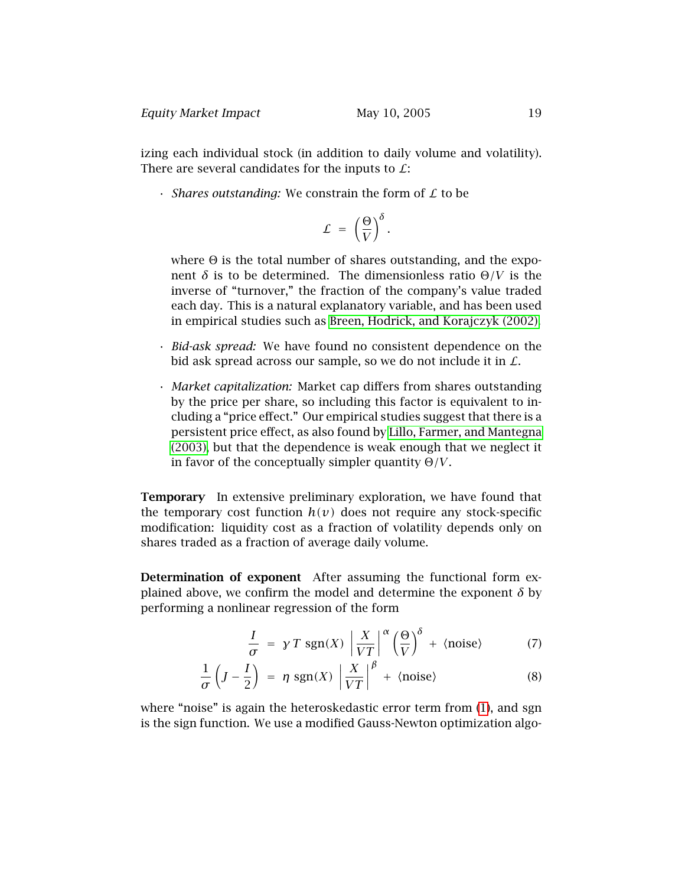izing each individual stock (in addition to daily volume and volatility). There are several candidates for the inputs to $\mathcal{L}$:

- *Shares outstanding:* We constrain the form of $\mathcal{L}$ to be

$$\mathcal{L} = \left(\frac{\Theta}{V}\right)^{\delta}.$$

  where $\Theta$ is the total number of shares outstanding, and the exponent $\delta$ is to be determined. The dimensionless ratio $\Theta/V$ is the inverse of "turnover," the fraction of the company's value traded each day. This is a natural explanatory variable, and has been used in empirical studies such as Breen, Hodrick, and Korajczyk (2002).

- *Bid-ask spread:* We have found no consistent dependence on the bid ask spread across our sample, so we do not include it in $\mathcal{L}$.

- *Market capitalization:* Market cap differs from shares outstanding by the price per share, so including this factor is equivalent to including a "price effect." Our empirical studies suggest that there is a persistent price effect, as also found by Lillo, Farmer, and Mantegna (2003), but that the dependence is weak enough that we neglect it in favor of the conceptually simpler quantity $\Theta/V$.

**Temporary** In extensive preliminary exploration, we have found that the temporary cost function $h(v)$ does not require any stock-specific modification: liquidity cost as a fraction of volatility depends only on shares traded as a fraction of average daily volume.

**Determination of exponent** After assuming the functional form explained above, we confirm the model and determine the exponent $\delta$ by performing a nonlinear regression of the form

$$\frac{I}{\sigma} = \gamma\, T\ \mathrm{sgn}(X)\ \left|\frac{X}{VT}\right|^{\alpha}\left(\frac{\Theta}{V}\right)^{\delta} + \langle\text{noise}\rangle \tag{7}$$

$$\frac{1}{\sigma}\left(J - \frac{I}{2}\right) = \eta\ \mathrm{sgn}(X)\ \left|\frac{X}{VT}\right|^{\beta} + \langle\text{noise}\rangle \tag{8}$$

where "noise" is again the heteroskedastic error term from (1), and sgn is the sign function. We use a modified Gauss-Newton optimization algo-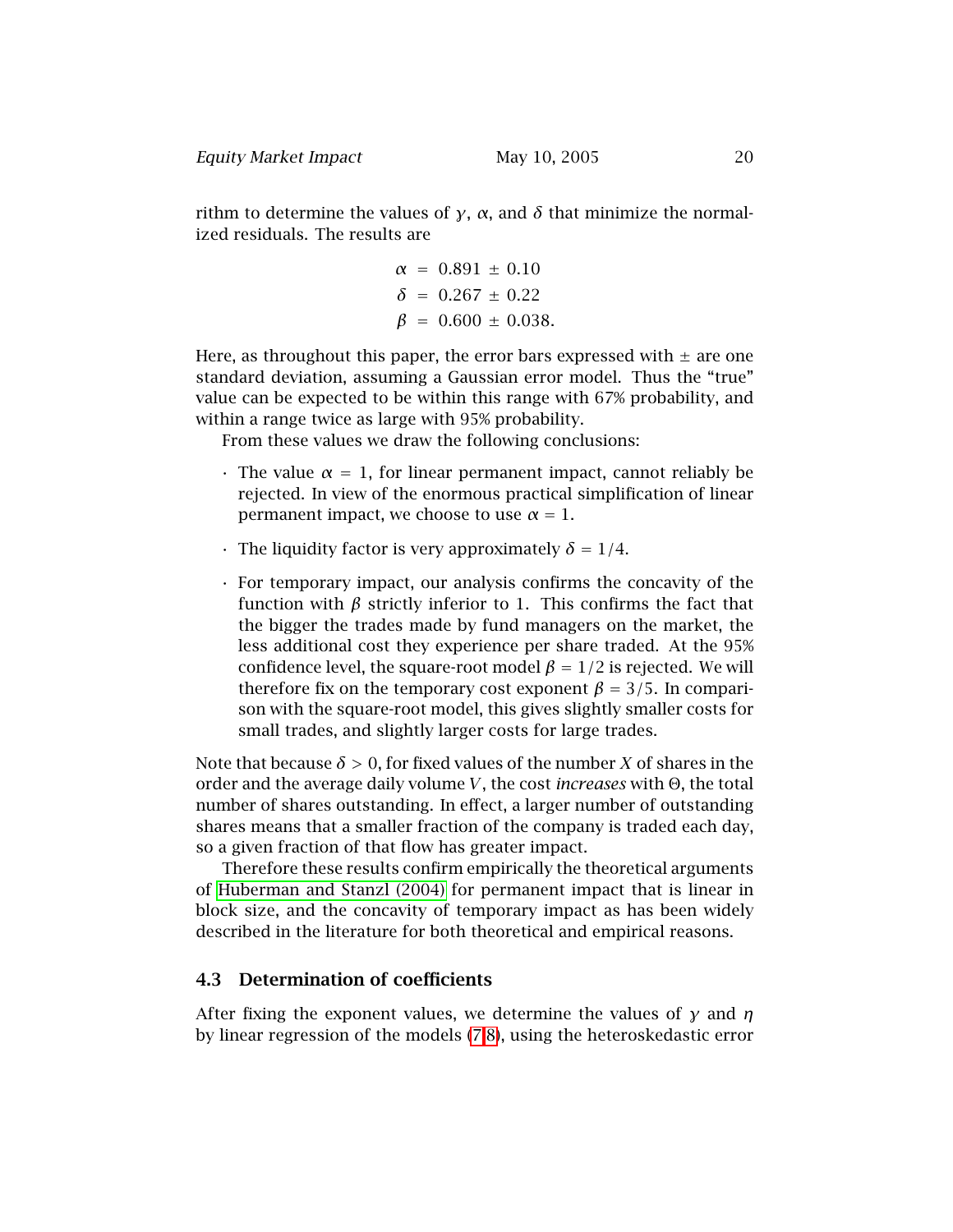rithm to determine the values of $\gamma$, $\alpha$, and $\delta$ that minimize the normalized residuals. The results are

$$
\begin{aligned}
\alpha &= 0.891 \pm 0.10 \\
\delta &= 0.267 \pm 0.22 \\
\beta &= 0.600 \pm 0.038.
\end{aligned}
$$

Here, as throughout this paper, the error bars expressed with $\pm$ are one standard deviation, assuming a Gaussian error model. Thus the "true" value can be expected to be within this range with 67% probability, and within a range twice as large with 95% probability.

From these values we draw the following conclusions:

- The value $\alpha = 1$, for linear permanent impact, cannot reliably be rejected. In view of the enormous practical simplification of linear permanent impact, we choose to use $\alpha = 1$.
- The liquidity factor is very approximately $\delta = 1/4$.
- For temporary impact, our analysis confirms the concavity of the function with $\beta$ strictly inferior to 1. This confirms the fact that the bigger the trades made by fund managers on the market, the less additional cost they experience per share traded. At the 95% confidence level, the square-root model $\beta = 1/2$ is rejected. We will therefore fix on the temporary cost exponent $\beta = 3/5$. In comparison with the square-root model, this gives slightly smaller costs for small trades, and slightly larger costs for large trades.

Note that because $\delta > 0$, for fixed values of the number $X$ of shares in the order and the average daily volume $V$, the cost *increases* with $\Theta$, the total number of shares outstanding. In effect, a larger number of outstanding shares means that a smaller fraction of the company is traded each day, so a given fraction of that flow has greater impact.

Therefore these results confirm empirically the theoretical arguments of Huberman and Stanzl (2004) for permanent impact that is linear in block size, and the concavity of temporary impact as has been widely described in the literature for both theoretical and empirical reasons.

### 4.3 Determination of coefficients

After fixing the exponent values, we determine the values of $\gamma$ and $\eta$ by linear regression of the models (7,8), using the heteroskedastic error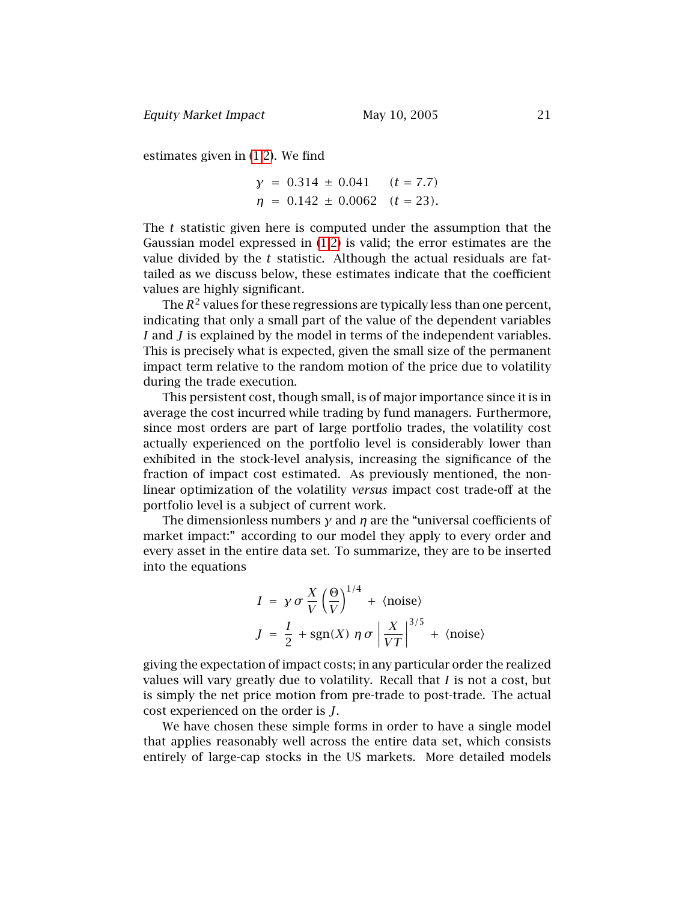estimates given in (12). We find

$$
\begin{aligned}
\gamma &= 0.314 \pm 0.041 \quad (t = 7.7) \\
\eta &= 0.142 \pm 0.0062 \quad (t = 23).
\end{aligned}
$$

The $t$ statistic given here is computed under the assumption that the Gaussian model expressed in (12) is valid; the error estimates are the value divided by the $t$ statistic. Although the actual residuals are fat-tailed as we discuss below, these estimates indicate that the coefficient values are highly significant.

The $R^2$ values for these regressions are typically less than one percent, indicating that only a small part of the value of the dependent variables $I$ and $J$ is explained by the model in terms of the independent variables. This is precisely what is expected, given the small size of the permanent impact term relative to the random motion of the price due to volatility during the trade execution.

This persistent cost, though small, is of major importance since it is in average the cost incurred while trading by fund managers. Furthermore, since most orders are part of large portfolio trades, the volatility cost actually experienced on the portfolio level is considerably lower than exhibited in the stock-level analysis, increasing the significance of the fraction of impact cost estimated. As previously mentioned, the non-linear optimization of the volatility *versus* impact cost trade-off at the portfolio level is a subject of current work.

The dimensionless numbers $\gamma$ and $\eta$ are the "universal coefficients of market impact:" according to our model they apply to every order and every asset in the entire data set. To summarize, they are to be inserted into the equations

$$
\begin{aligned}
I &= \gamma\, \sigma\, \frac{X}{V} \left(\frac{\Theta}{V}\right)^{1/4} + \langle \text{noise} \rangle \\
J &= \frac{I}{2} + \operatorname{sgn}(X)\ \eta\, \sigma \left| \frac{X}{VT} \right|^{3/5} + \langle \text{noise} \rangle
\end{aligned}
$$

giving the expectation of impact costs; in any particular order the realized values will vary greatly due to volatility. Recall that $I$ is not a cost, but is simply the net price motion from pre-trade to post-trade. The actual cost experienced on the order is $J$.

We have chosen these simple forms in order to have a single model that applies reasonably well across the entire data set, which consists entirely of large-cap stocks in the US markets. More detailed models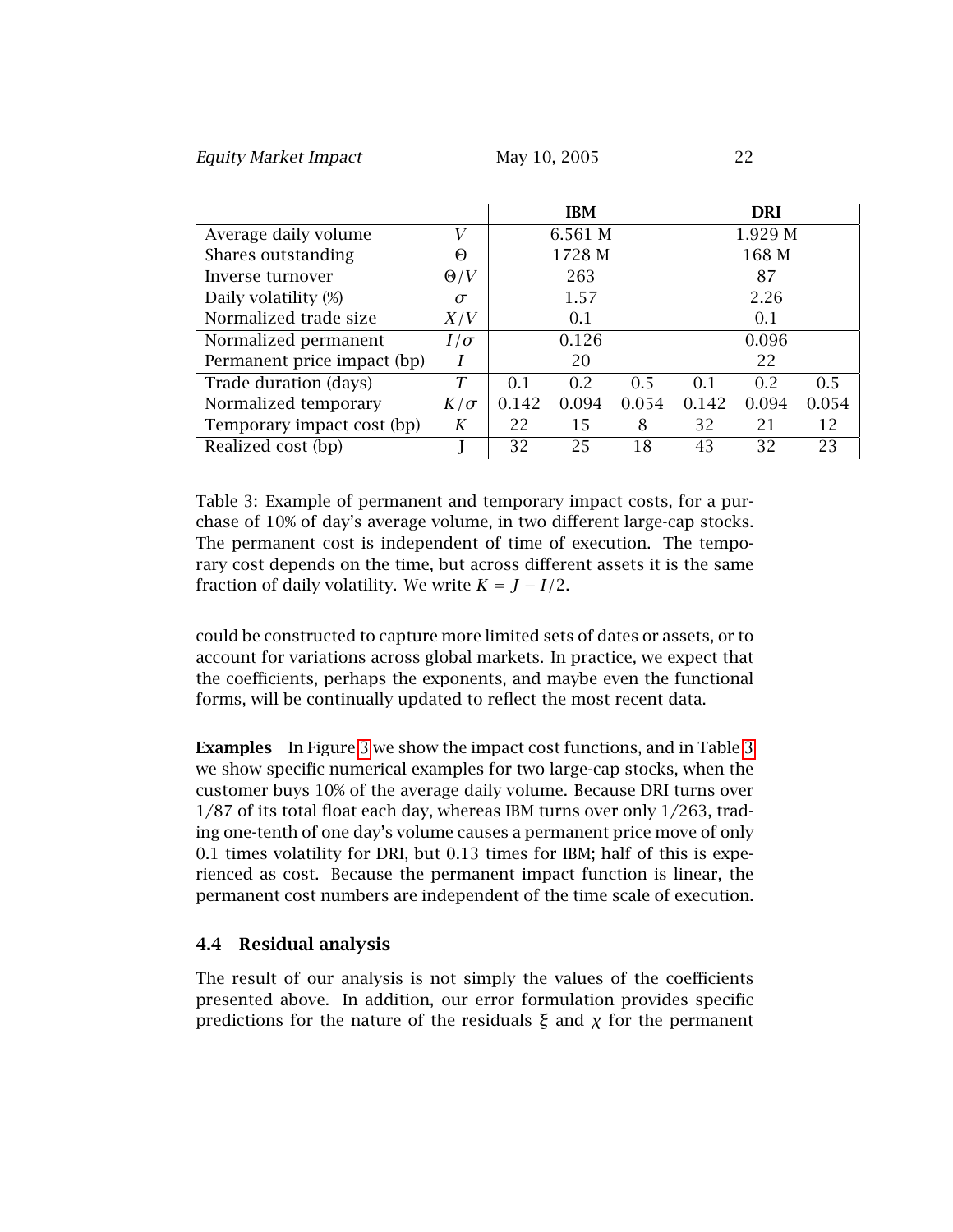| | | IBM | | | DRI | | |
|---|---|---|---|---|---|---|---|
| Average daily volume | $V$ | 6.561 M | | | 1.929 M | | |
| Shares outstanding | $\Theta$ | 1728 M | | | 168 M | | |
| Inverse turnover | $\Theta/V$ | 263 | | | 87 | | |
| Daily volatility (%) | $\sigma$ | 1.57 | | | 2.26 | | |
| Normalized trade size | $X/V$ | 0.1 | | | 0.1 | | |
| Normalized permanent | $I/\sigma$ | 0.126 | | | 0.096 | | |
| Permanent price impact (bp) | $I$ | 20 | | | 22 | | |
| Trade duration (days) | $T$ | 0.1 | 0.2 | 0.5 | 0.1 | 0.2 | 0.5 |
| Normalized temporary | $K/\sigma$ | 0.142 | 0.094 | 0.054 | 0.142 | 0.094 | 0.054 |
| Temporary impact cost (bp) | $K$ | 22 | 15 | 8 | 32 | 21 | 12 |
| Realized cost (bp) | J | 32 | 25 | 18 | 43 | 32 | 23 |

Table 3: Example of permanent and temporary impact costs, for a purchase of 10% of day's average volume, in two different large-cap stocks. The permanent cost is independent of time of execution. The temporary cost depends on the time, but across different assets it is the same fraction of daily volatility. We write $K = J - I/2$.

could be constructed to capture more limited sets of dates or assets, or to account for variations across global markets. In practice, we expect that the coefficients, perhaps the exponents, and maybe even the functional forms, will be continually updated to reflect the most recent data.

**Examples** In Figure 3 we show the impact cost functions, and in Table 3 we show specific numerical examples for two large-cap stocks, when the customer buys 10% of the average daily volume. Because DRI turns over 1/87 of its total float each day, whereas IBM turns over only 1/263, trading one-tenth of one day's volume causes a permanent price move of only 0.1 times volatility for DRI, but 0.13 times for IBM; half of this is experienced as cost. Because the permanent impact function is linear, the permanent cost numbers are independent of the time scale of execution.

## 4.4 Residual analysis

The result of our analysis is not simply the values of the coefficients presented above. In addition, our error formulation provides specific predictions for the nature of the residuals $\xi$ and $\chi$ for the permanent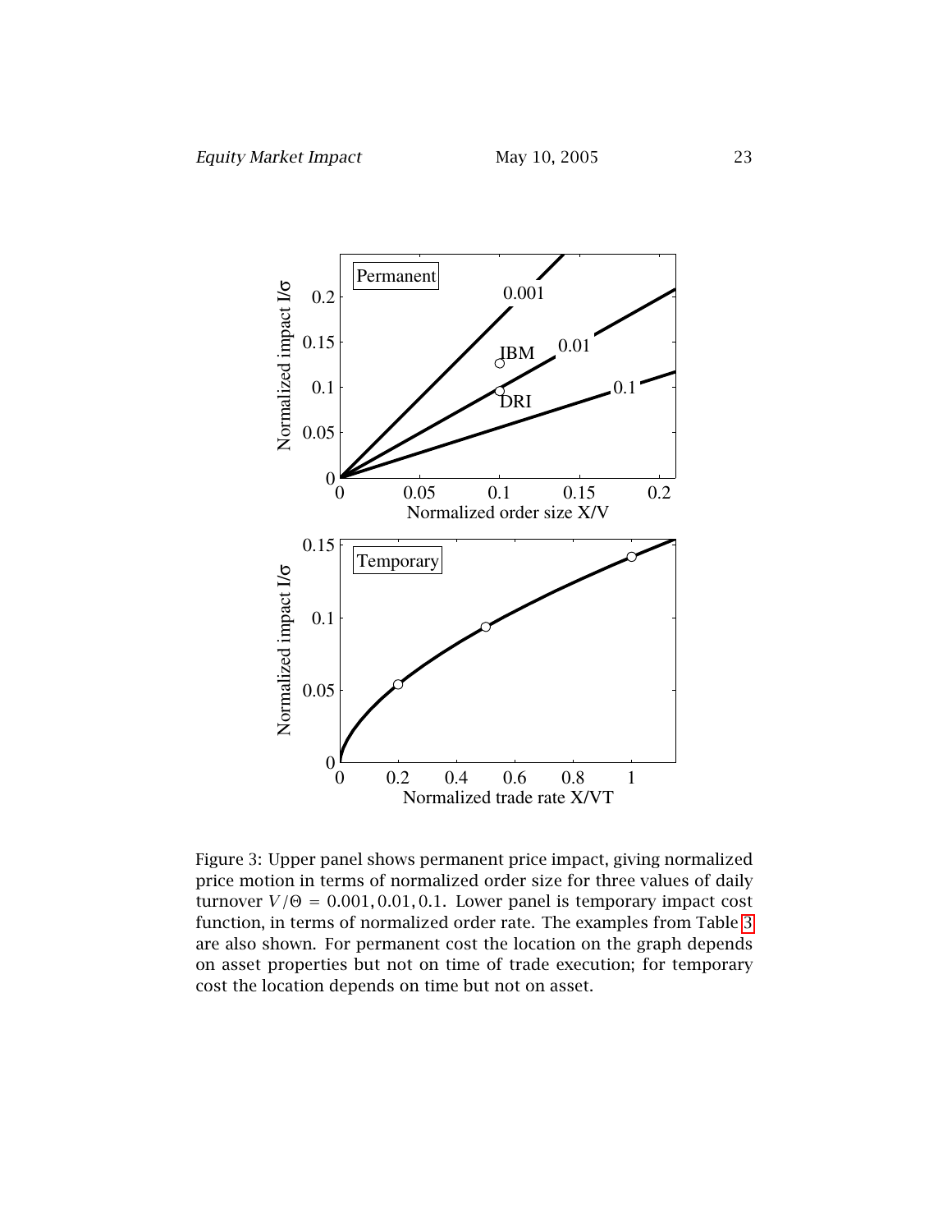Figure 3: Upper panel shows permanent price impact, giving normalized price motion in terms of normalized order size for three values of daily turnover $V/\Theta = 0.001, 0.01, 0.1$. Lower panel is temporary impact cost function, in terms of normalized order rate. The examples from Table 3 are also shown. For permanent cost the location on the graph depends on asset properties but not on time of trade execution; for temporary cost the location depends on time but not on asset.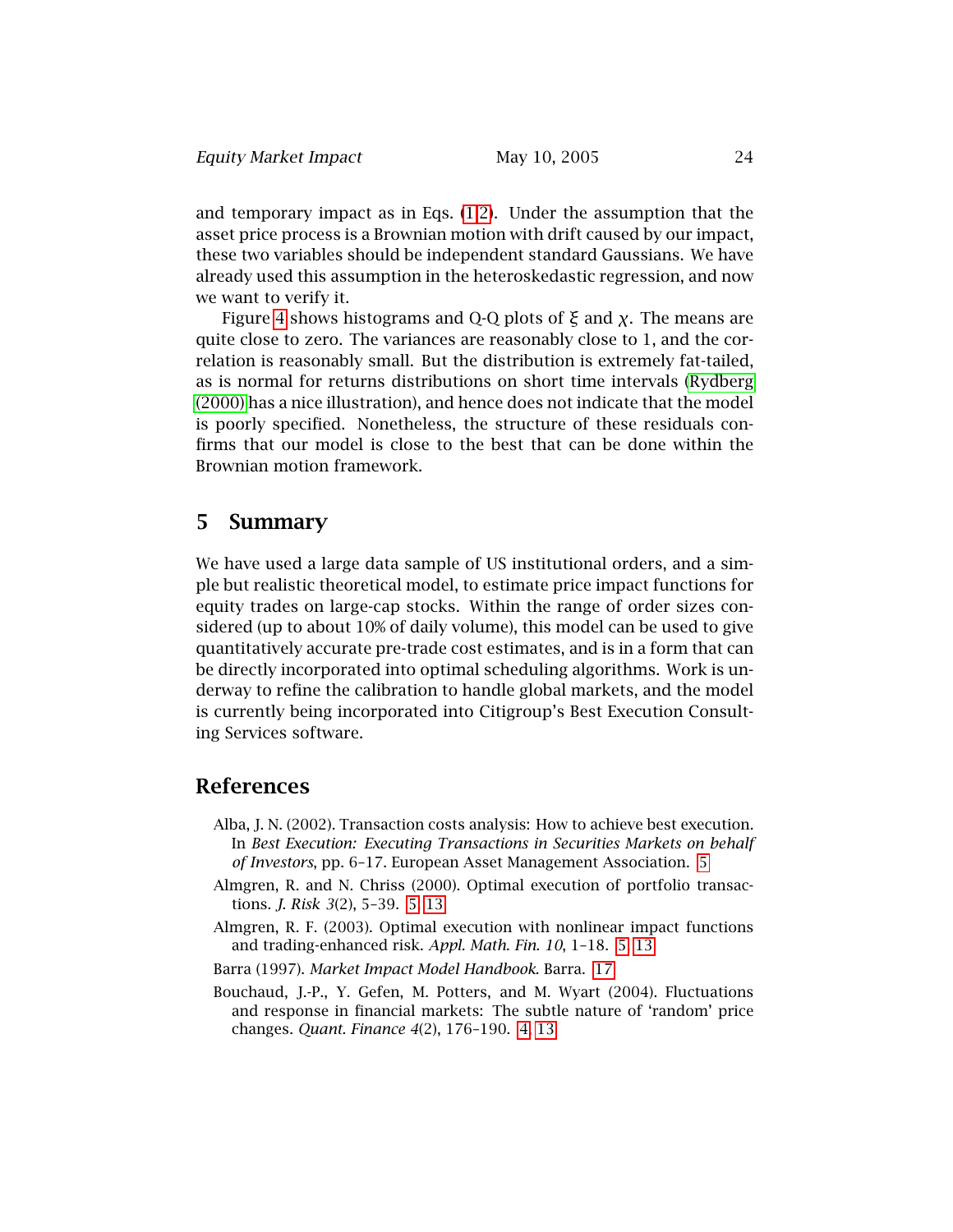and temporary impact as in Eqs. (1,2). Under the assumption that the asset price process is a Brownian motion with drift caused by our impact, these two variables should be independent standard Gaussians. We have already used this assumption in the heteroskedastic regression, and now we want to verify it.

Figure 4 shows histograms and Q-Q plots of $\xi$ and $\chi$. The means are quite close to zero. The variances are reasonably close to 1, and the correlation is reasonably small. But the distribution is extremely fat-tailed, as is normal for returns distributions on short time intervals (Rydberg (2000) has a nice illustration), and hence does not indicate that the model is poorly specified. Nonetheless, the structure of these residuals confirms that our model is close to the best that can be done within the Brownian motion framework.

## 5 Summary

We have used a large data sample of US institutional orders, and a simple but realistic theoretical model, to estimate price impact functions for equity trades on large-cap stocks. Within the range of order sizes considered (up to about 10% of daily volume), this model can be used to give quantitatively accurate pre-trade cost estimates, and is in a form that can be directly incorporated into optimal scheduling algorithms. Work is underway to refine the calibration to handle global markets, and the model is currently being incorporated into Citigroup's Best Execution Consulting Services software.

## References

Alba, J. N. (2002). Transaction costs analysis: How to achieve best execution. In *Best Execution: Executing Transactions in Securities Markets on behalf of Investors*, pp. 6–17. European Asset Management Association. 5

Almgren, R. and N. Chriss (2000). Optimal execution of portfolio transactions. *J. Risk 3*(2), 5–39. 5, 13

Almgren, R. F. (2003). Optimal execution with nonlinear impact functions and trading-enhanced risk. *Appl. Math. Fin. 10*, 1–18. 5, 13

Barra (1997). *Market Impact Model Handbook*. Barra. 17

Bouchaud, J.-P., Y. Gefen, M. Potters, and M. Wyart (2004). Fluctuations and response in financial markets: The subtle nature of 'random' price changes. *Quant. Finance 4*(2), 176–190. 4, 13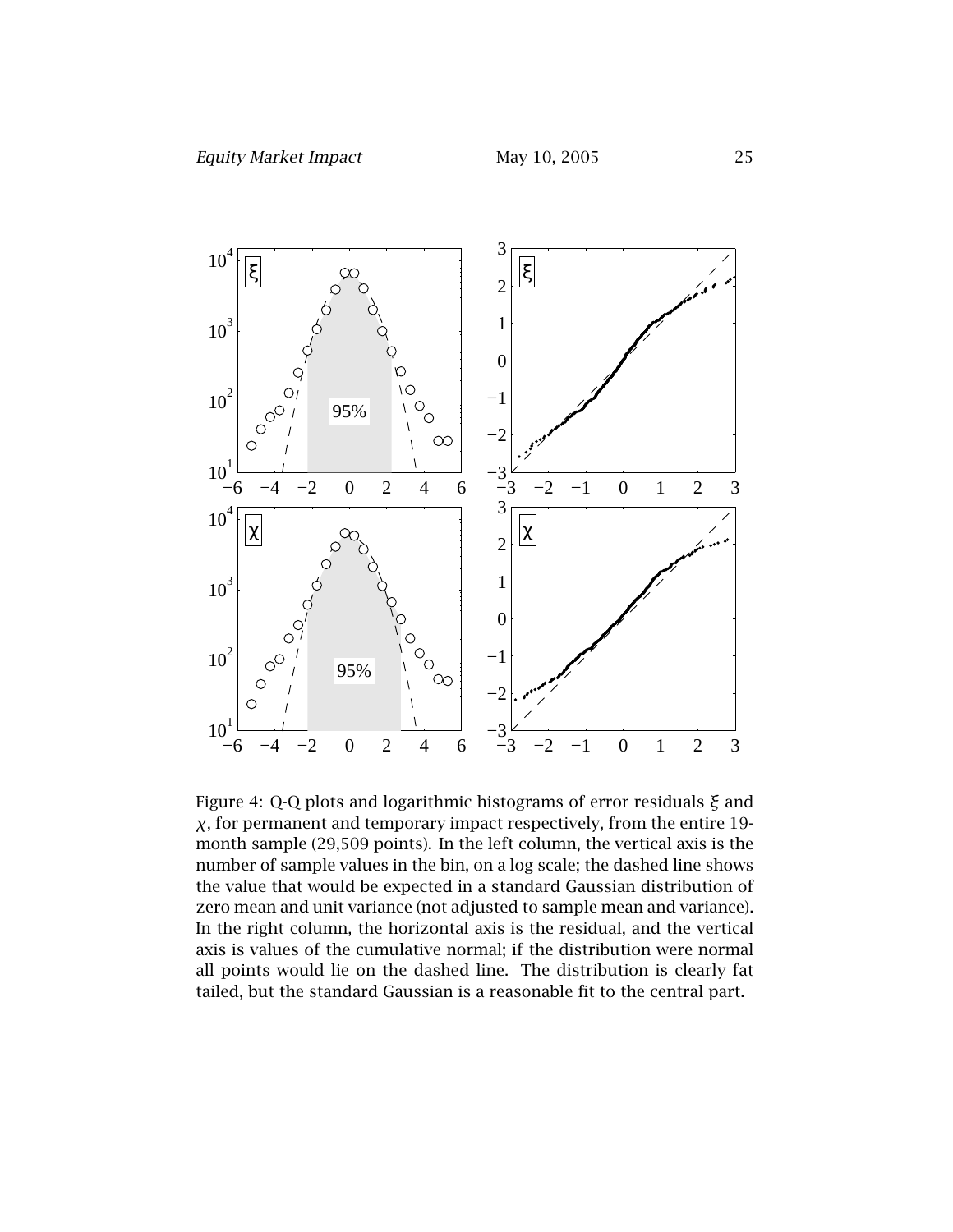Figure 4: Q-Q plots and logarithmic histograms of error residuals $\xi$ and $\chi$, for permanent and temporary impact respectively, from the entire 19-month sample (29,509 points). In the left column, the vertical axis is the number of sample values in the bin, on a log scale; the dashed line shows the value that would be expected in a standard Gaussian distribution of zero mean and unit variance (not adjusted to sample mean and variance). In the right column, the horizontal axis is the residual, and the vertical axis is values of the cumulative normal; if the distribution were normal all points would lie on the dashed line. The distribution is clearly fat tailed, but the standard Gaussian is a reasonable fit to the central part.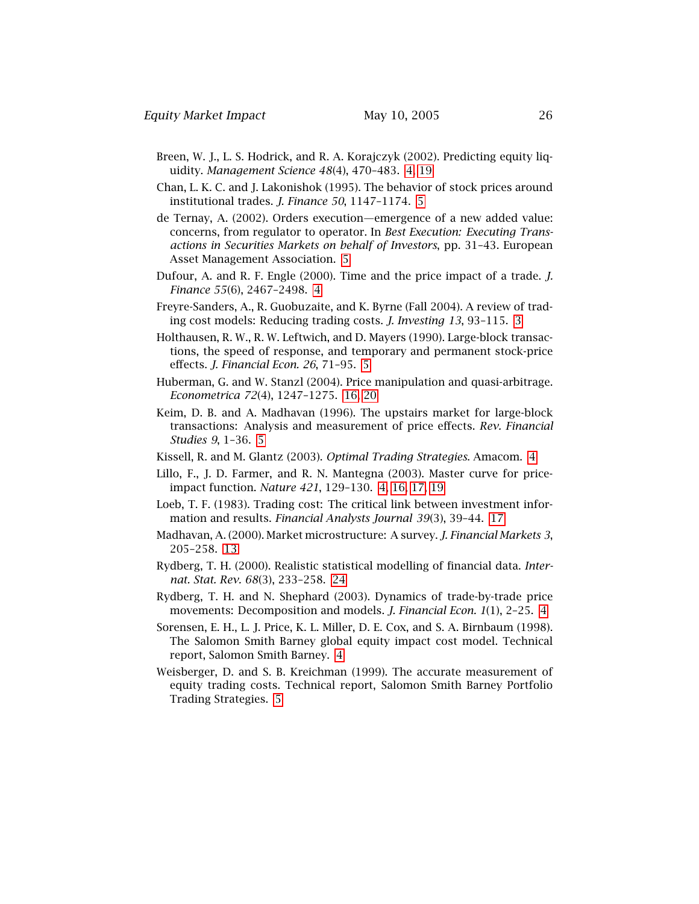Breen, W. J., L. S. Hodrick, and R. A. Korajczyk (2002). Predicting equity liquidity. *Management Science 48*(4), 470–483. 4, 19

Chan, L. K. C. and J. Lakonishok (1995). The behavior of stock prices around institutional trades. *J. Finance 50*, 1147–1174. 5

de Ternay, A. (2002). Orders execution—emergence of a new added value: concerns, from regulator to operator. In *Best Execution: Executing Transactions in Securities Markets on behalf of Investors*, pp. 31–43. European Asset Management Association. 5

Dufour, A. and R. F. Engle (2000). Time and the price impact of a trade. *J. Finance 55*(6), 2467–2498. 4

Freyre-Sanders, A., R. Guobuzaite, and K. Byrne (Fall 2004). A review of trading cost models: Reducing trading costs. *J. Investing 13*, 93–115. 3

Holthausen, R. W., R. W. Leftwich, and D. Mayers (1990). Large-block transactions, the speed of response, and temporary and permanent stock-price effects. *J. Financial Econ. 26*, 71–95. 5

Huberman, G. and W. Stanzl (2004). Price manipulation and quasi-arbitrage. *Econometrica 72*(4), 1247–1275. 16, 20

Keim, D. B. and A. Madhavan (1996). The upstairs market for large-block transactions: Analysis and measurement of price effects. *Rev. Financial Studies 9*, 1–36. 5

Kissell, R. and M. Glantz (2003). *Optimal Trading Strategies*. Amacom. 4

Lillo, F., J. D. Farmer, and R. N. Mantegna (2003). Master curve for price-impact function. *Nature 421*, 129–130. 4, 16, 17, 19

Loeb, T. F. (1983). Trading cost: The critical link between investment information and results. *Financial Analysts Journal 39*(3), 39–44. 17

Madhavan, A. (2000). Market microstructure: A survey. *J. Financial Markets 3*, 205–258. 13

Rydberg, T. H. (2000). Realistic statistical modelling of financial data. *Internat. Stat. Rev. 68*(3), 233–258. 24

Rydberg, T. H. and N. Shephard (2003). Dynamics of trade-by-trade price movements: Decomposition and models. *J. Financial Econ. 1*(1), 2–25. 4

Sorensen, E. H., L. J. Price, K. L. Miller, D. E. Cox, and S. A. Birnbaum (1998). The Salomon Smith Barney global equity impact cost model. Technical report, Salomon Smith Barney. 4

Weisberger, D. and S. B. Kreichman (1999). The accurate measurement of equity trading costs. Technical report, Salomon Smith Barney Portfolio Trading Strategies. 5